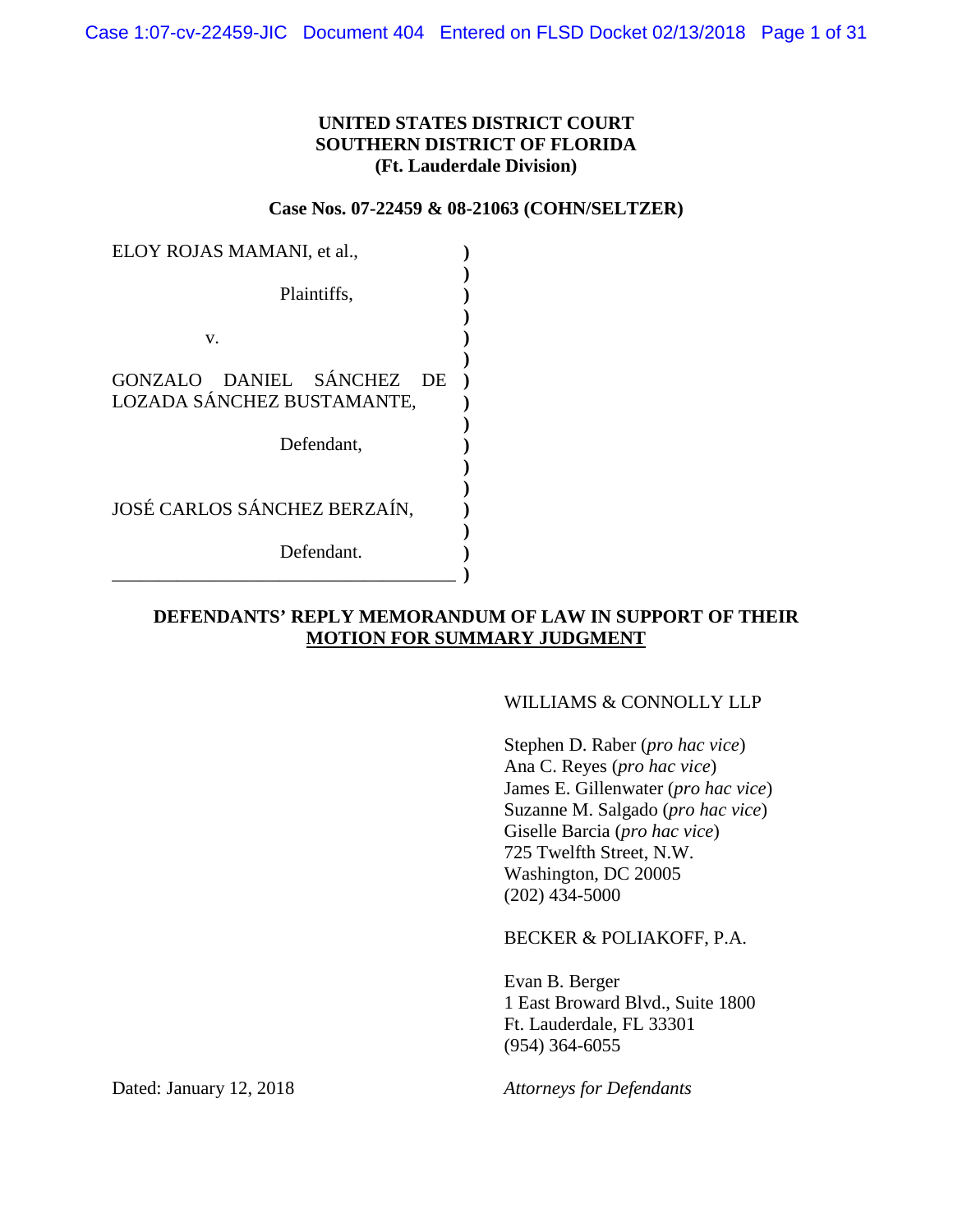**UNITED STATES DISTRICT COURT**
**SOUTHERN DISTRICT OF FLORIDA**
**(Ft. Lauderdale Division)**

**Case Nos. 07-22459 & 08-21063 (COHN/SELTZER)**

ELOY ROJAS MAMANI, et al.,

Plaintiffs,

v.

GONZALO DANIEL SÁNCHEZ DE LOZADA SÁNCHEZ BUSTAMANTE,

Defendant,

JOSÉ CARLOS SÁNCHEZ BERZAÍN,

Defendant.

**DEFENDANTS' REPLY MEMORANDUM OF LAW IN SUPPORT OF THEIR MOTION FOR SUMMARY JUDGMENT**

WILLIAMS & CONNOLLY LLP

Stephen D. Raber (*pro hac vice*)
Ana C. Reyes (*pro hac vice*)
James E. Gillenwater (*pro hac vice*)
Suzanne M. Salgado (*pro hac vice*)
Giselle Barcia (*pro hac vice*)
725 Twelfth Street, N.W.
Washington, DC 20005
(202) 434-5000

BECKER & POLIAKOFF, P.A.

Evan B. Berger
1 East Broward Blvd., Suite 1800
Ft. Lauderdale, FL 33301
(954) 364-6055

Dated: January 12, 2018

*Attorneys for Defendants*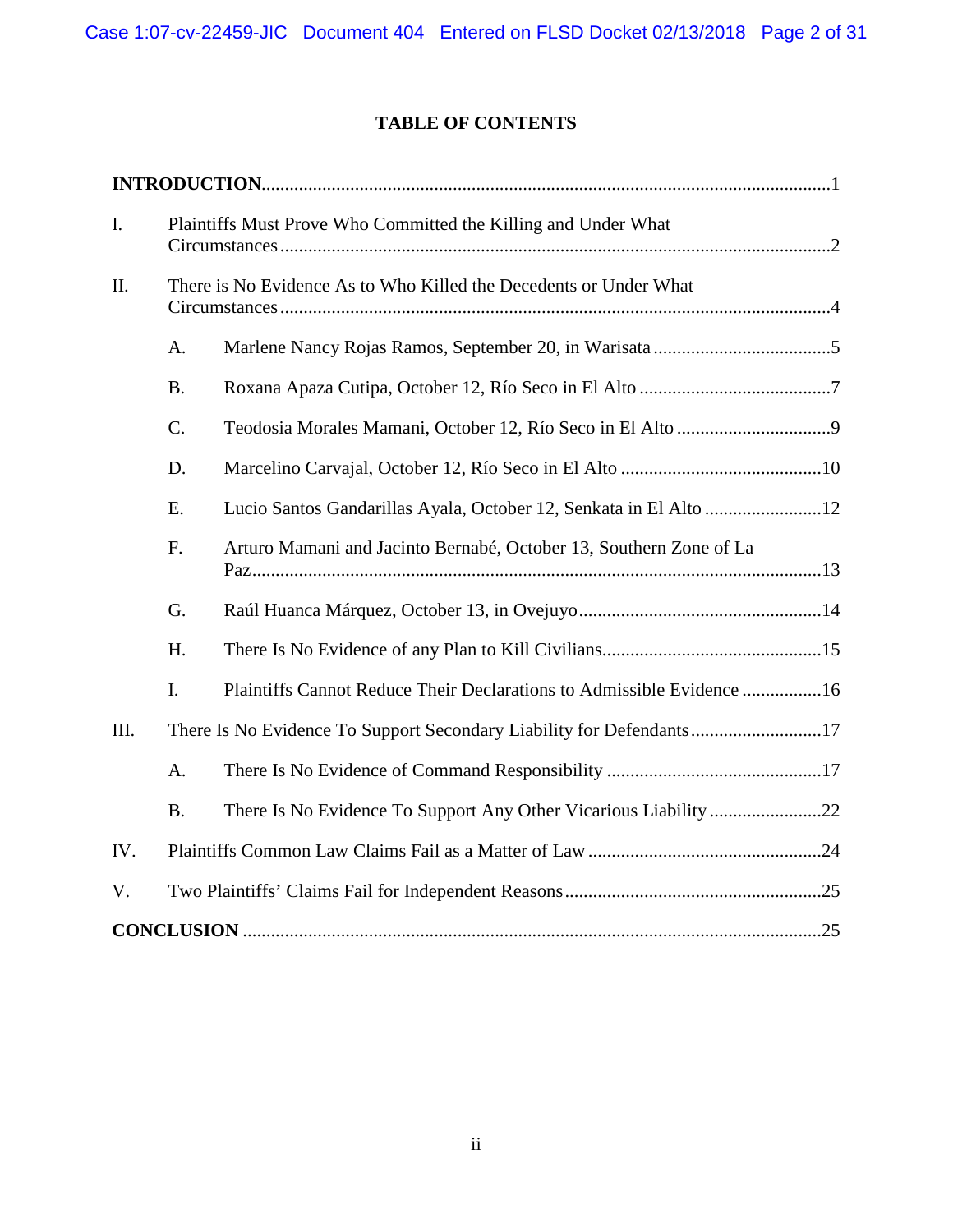# TABLE OF CONTENTS

**INTRODUCTION** ........................................................................................................................1

I. Plaintiffs Must Prove Who Committed the Killing and Under What Circumstances ....................................................................................................................2

II. There is No Evidence As to Who Killed the Decedents or Under What Circumstances ....................................................................................................................4

- A. Marlene Nancy Rojas Ramos, September 20, in Warisata ......................................5
- B. Roxana Apaza Cutipa, October 12, Río Seco in El Alto .........................................7
- C. Teodosia Morales Mamani, October 12, Río Seco in El Alto .................................9
- D. Marcelino Carvajal, October 12, Río Seco in El Alto ...........................................10
- E. Lucio Santos Gandarillas Ayala, October 12, Senkata in El Alto .........................12
- F. Arturo Mamani and Jacinto Bernabé, October 13, Southern Zone of La Paz.........................................................................................................................13
- G. Raúl Huanca Márquez, October 13, in Ovejuyo....................................................14
- H. There Is No Evidence of any Plan to Kill Civilians...............................................15
- I. Plaintiffs Cannot Reduce Their Declarations to Admissible Evidence .................16

III. There Is No Evidence To Support Secondary Liability for Defendants ...........................17

- A. There Is No Evidence of Command Responsibility ..............................................17
- B. There Is No Evidence To Support Any Other Vicarious Liability ........................22

IV. Plaintiffs Common Law Claims Fail as a Matter of Law ..................................................24

V. Two Plaintiffs' Claims Fail for Independent Reasons .......................................................25

**CONCLUSION** ...........................................................................................................................25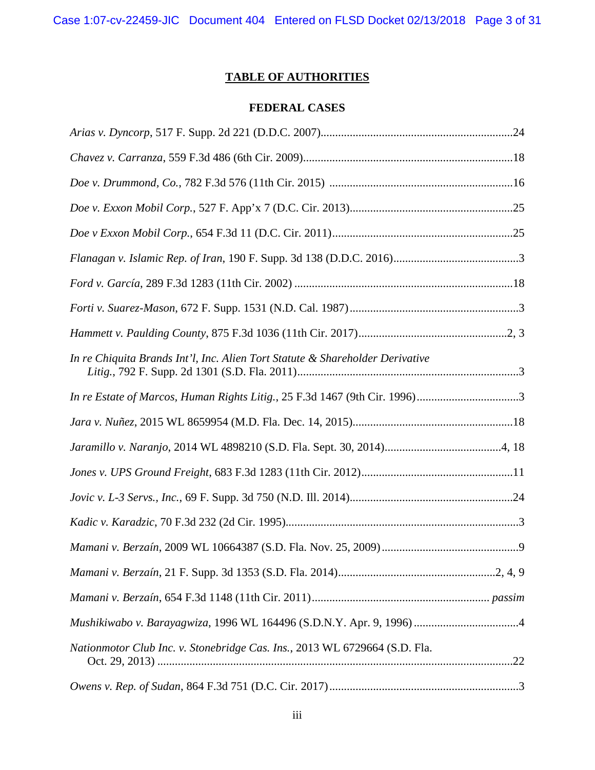# TABLE OF AUTHORITIES

## FEDERAL CASES

*Arias v. Dyncorp*, 517 F. Supp. 2d 221 (D.D.C. 2007)....................24

*Chavez v. Carranza*, 559 F.3d 486 (6th Cir. 2009)....................18

*Doe v. Drummond, Co.*, 782 F.3d 576 (11th Cir. 2015) ....................16

*Doe v. Exxon Mobil Corp.*, 527 F. App'x 7 (D.C. Cir. 2013)....................25

*Doe v Exxon Mobil Corp.*, 654 F.3d 11 (D.C. Cir. 2011)....................25

*Flanagan v. Islamic Rep. of Iran*, 190 F. Supp. 3d 138 (D.D.C. 2016)....................3

*Ford v. García*, 289 F.3d 1283 (11th Cir. 2002) ....................18

*Forti v. Suarez-Mason*, 672 F. Supp. 1531 (N.D. Cal. 1987)....................3

*Hammett v. Paulding County*, 875 F.3d 1036 (11th Cir. 2017)....................2, 3

*In re Chiquita Brands Int'l, Inc. Alien Tort Statute & Shareholder Derivative Litig.*, 792 F. Supp. 2d 1301 (S.D. Fla. 2011)....................3

*In re Estate of Marcos, Human Rights Litig.*, 25 F.3d 1467 (9th Cir. 1996)....................3

*Jara v. Nuñez*, 2015 WL 8659954 (M.D. Fla. Dec. 14, 2015)....................18

*Jaramillo v. Naranjo*, 2014 WL 4898210 (S.D. Fla. Sept. 30, 2014)....................4, 18

*Jones v. UPS Ground Freight*, 683 F.3d 1283 (11th Cir. 2012)....................11

*Jovic v. L-3 Servs., Inc.*, 69 F. Supp. 3d 750 (N.D. Ill. 2014)....................24

*Kadic v. Karadzic*, 70 F.3d 232 (2d Cir. 1995)....................3

*Mamani v. Berzaín*, 2009 WL 10664387 (S.D. Fla. Nov. 25, 2009)....................9

*Mamani v. Berzaín*, 21 F. Supp. 3d 1353 (S.D. Fla. 2014)....................2, 4, 9

*Mamani v. Berzaín*, 654 F.3d 1148 (11th Cir. 2011).................... *passim*

*Mushikiwabo v. Barayagwiza*, 1996 WL 164496 (S.D.N.Y. Apr. 9, 1996) ....................4

*Nationmotor Club Inc. v. Stonebridge Cas. Ins.*, 2013 WL 6729664 (S.D. Fla. Oct. 29, 2013) ....................22

*Owens v. Rep. of Sudan*, 864 F.3d 751 (D.C. Cir. 2017)....................3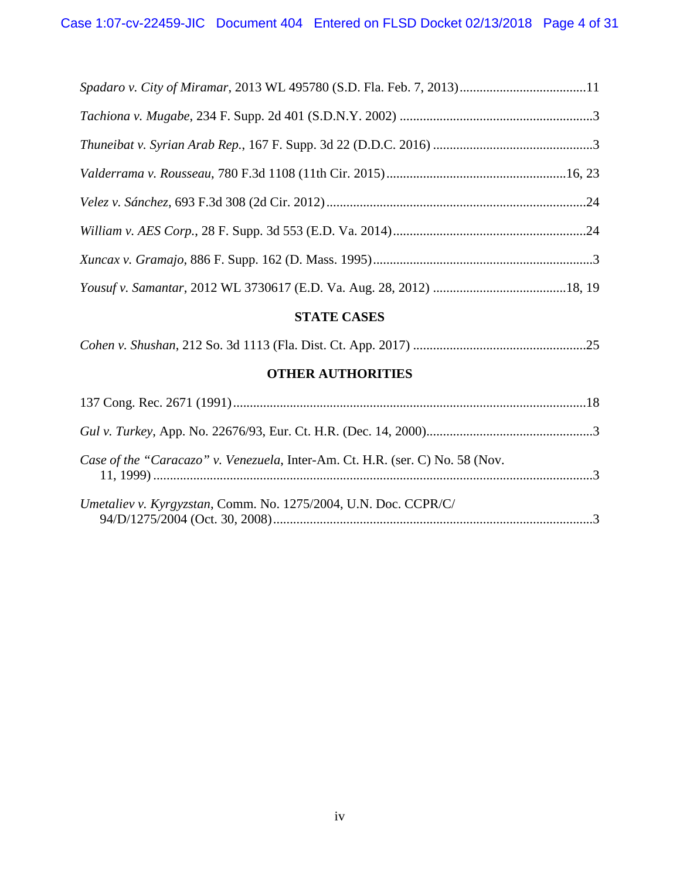*Spadaro v. City of Miramar*, 2013 WL 495780 (S.D. Fla. Feb. 7, 2013)......................................11

*Tachiona v. Mugabe*, 234 F. Supp. 2d 401 (S.D.N.Y. 2002) ..........................................................3

*Thuneibat v. Syrian Arab Rep.*, 167 F. Supp. 3d 22 (D.D.C. 2016) ................................................3

*Valderrama v. Rousseau*, 780 F.3d 1108 (11th Cir. 2015)......................................................16, 23

*Velez v. Sánchez*, 693 F.3d 308 (2d Cir. 2012)..............................................................................24

*William v. AES Corp.*, 28 F. Supp. 3d 553 (E.D. Va. 2014)..........................................................24

*Xuncax v. Gramajo*, 886 F. Supp. 162 (D. Mass. 1995)..................................................................3

*Yousuf v. Samantar*, 2012 WL 3730617 (E.D. Va. Aug. 28, 2012) ........................................18, 19

**STATE CASES**

*Cohen v. Shushan*, 212 So. 3d 1113 (Fla. Dist. Ct. App. 2017) ....................................................25

**OTHER AUTHORITIES**

137 Cong. Rec. 2671 (1991).........................................................................................................18

*Gul v. Turkey*, App. No. 22676/93, Eur. Ct. H.R. (Dec. 14, 2000)..................................................3

*Case of the "Caracazo" v. Venezuela*, Inter-Am. Ct. H.R. (ser. C) No. 58 (Nov. 11, 1999) ....................................................................................................................................3

*Umetaliev v. Kyrgyzstan*, Comm. No. 1275/2004, U.N. Doc. CCPR/C/ 94/D/1275/2004 (Oct. 30, 2008)................................................................................................3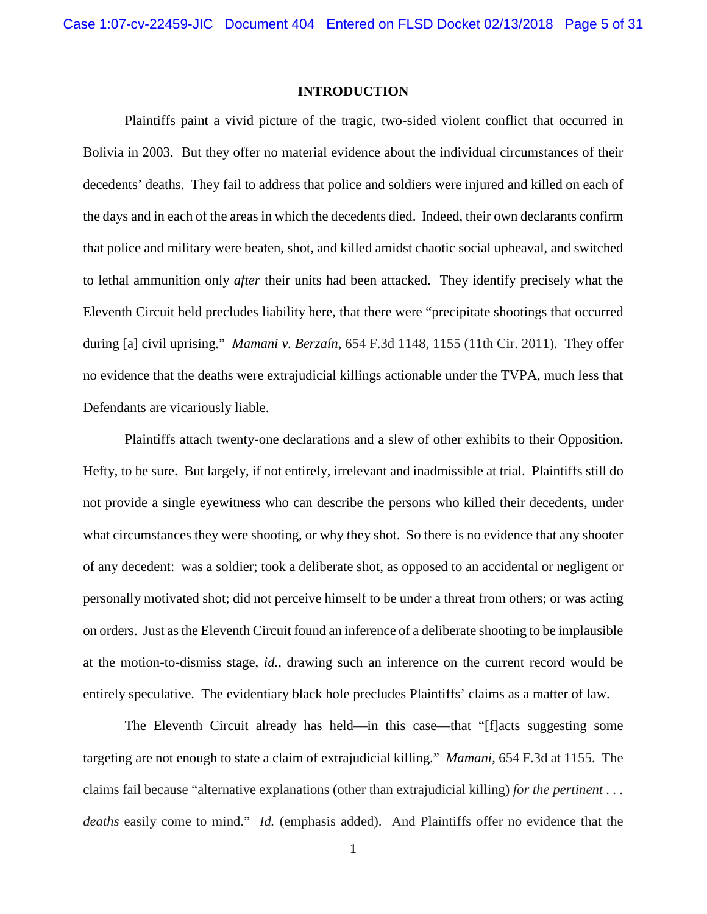## INTRODUCTION

Plaintiffs paint a vivid picture of the tragic, two-sided violent conflict that occurred in Bolivia in 2003. But they offer no material evidence about the individual circumstances of their decedents' deaths. They fail to address that police and soldiers were injured and killed on each of the days and in each of the areas in which the decedents died. Indeed, their own declarants confirm that police and military were beaten, shot, and killed amidst chaotic social upheaval, and switched to lethal ammunition only *after* their units had been attacked. They identify precisely what the Eleventh Circuit held precludes liability here, that there were "precipitate shootings that occurred during [a] civil uprising." *Mamani v. Berzaín*, 654 F.3d 1148, 1155 (11th Cir. 2011). They offer no evidence that the deaths were extrajudicial killings actionable under the TVPA, much less that Defendants are vicariously liable.

Plaintiffs attach twenty-one declarations and a slew of other exhibits to their Opposition. Hefty, to be sure. But largely, if not entirely, irrelevant and inadmissible at trial. Plaintiffs still do not provide a single eyewitness who can describe the persons who killed their decedents, under what circumstances they were shooting, or why they shot. So there is no evidence that any shooter of any decedent: was a soldier; took a deliberate shot, as opposed to an accidental or negligent or personally motivated shot; did not perceive himself to be under a threat from others; or was acting on orders. Just as the Eleventh Circuit found an inference of a deliberate shooting to be implausible at the motion-to-dismiss stage, *id.*, drawing such an inference on the current record would be entirely speculative. The evidentiary black hole precludes Plaintiffs' claims as a matter of law.

The Eleventh Circuit already has held—in this case—that "[f]acts suggesting some targeting are not enough to state a claim of extrajudicial killing." *Mamani*, 654 F.3d at 1155. The claims fail because "alternative explanations (other than extrajudicial killing) *for the pertinent . . . deaths* easily come to mind." *Id.* (emphasis added). And Plaintiffs offer no evidence that the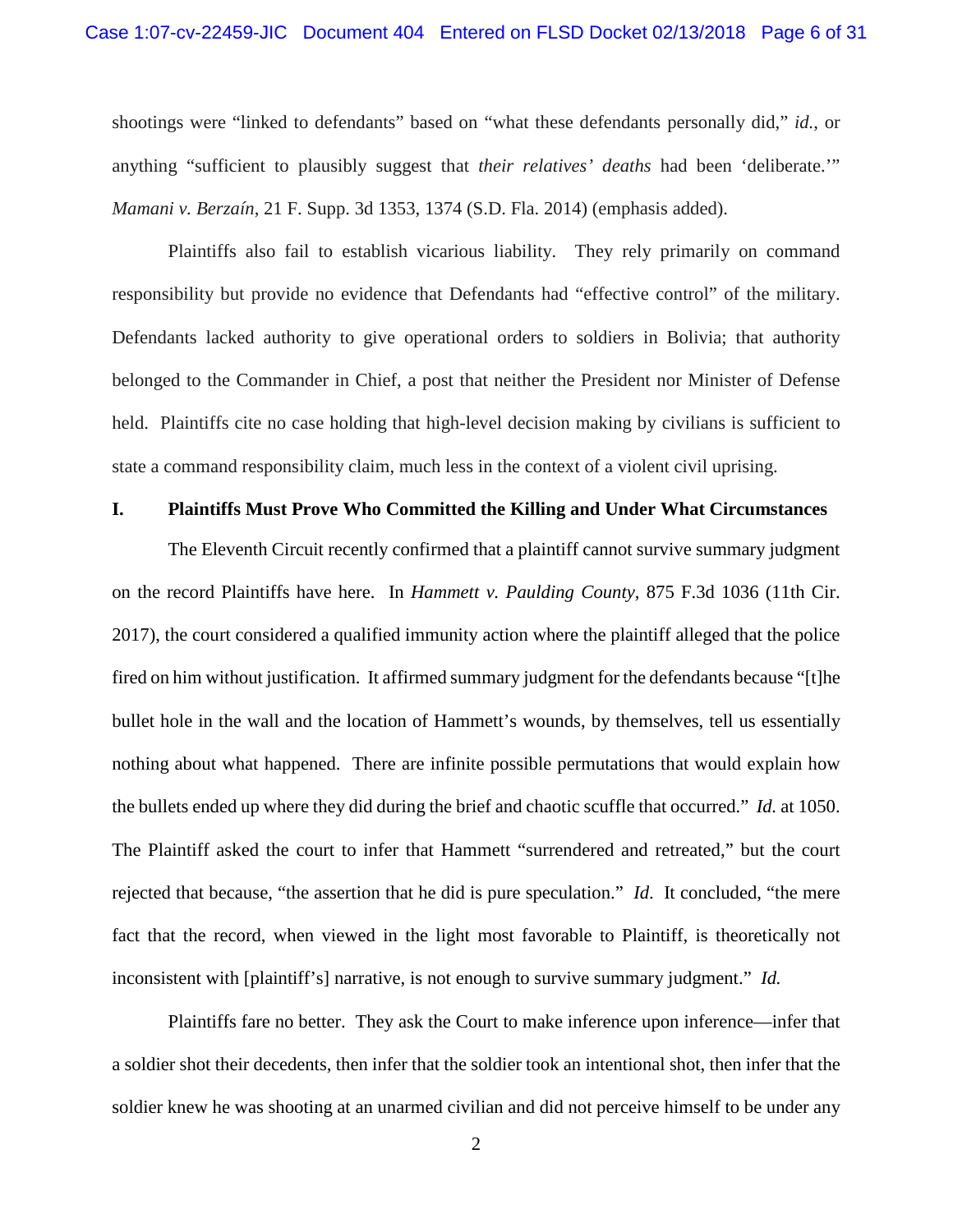shootings were "linked to defendants" based on "what these defendants personally did," *id.*, or anything "sufficient to plausibly suggest that *their relatives' deaths* had been 'deliberate.'" *Mamani v. Berzaín*, 21 F. Supp. 3d 1353, 1374 (S.D. Fla. 2014) (emphasis added).

Plaintiffs also fail to establish vicarious liability. They rely primarily on command responsibility but provide no evidence that Defendants had "effective control" of the military. Defendants lacked authority to give operational orders to soldiers in Bolivia; that authority belonged to the Commander in Chief, a post that neither the President nor Minister of Defense held. Plaintiffs cite no case holding that high-level decision making by civilians is sufficient to state a command responsibility claim, much less in the context of a violent civil uprising.

## I. Plaintiffs Must Prove Who Committed the Killing and Under What Circumstances

The Eleventh Circuit recently confirmed that a plaintiff cannot survive summary judgment on the record Plaintiffs have here. In *Hammett v. Paulding County*, 875 F.3d 1036 (11th Cir. 2017), the court considered a qualified immunity action where the plaintiff alleged that the police fired on him without justification. It affirmed summary judgment for the defendants because "[t]he bullet hole in the wall and the location of Hammett's wounds, by themselves, tell us essentially nothing about what happened. There are infinite possible permutations that would explain how the bullets ended up where they did during the brief and chaotic scuffle that occurred." *Id.* at 1050. The Plaintiff asked the court to infer that Hammett "surrendered and retreated," but the court rejected that because, "the assertion that he did is pure speculation." *Id*. It concluded, "the mere fact that the record, when viewed in the light most favorable to Plaintiff, is theoretically not inconsistent with [plaintiff's] narrative, is not enough to survive summary judgment." *Id.*

Plaintiffs fare no better. They ask the Court to make inference upon inference—infer that a soldier shot their decedents, then infer that the soldier took an intentional shot, then infer that the soldier knew he was shooting at an unarmed civilian and did not perceive himself to be under any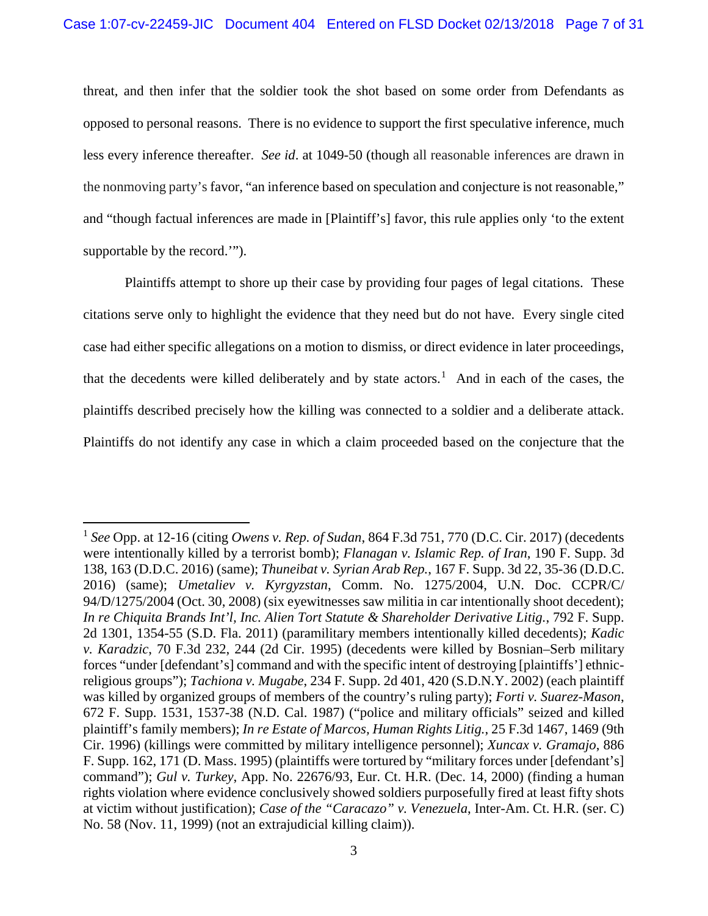threat, and then infer that the soldier took the shot based on some order from Defendants as opposed to personal reasons. There is no evidence to support the first speculative inference, much less every inference thereafter. *See id*. at 1049-50 (though all reasonable inferences are drawn in the nonmoving party's favor, "an inference based on speculation and conjecture is not reasonable," and "though factual inferences are made in [Plaintiff's] favor, this rule applies only 'to the extent supportable by the record.'").

Plaintiffs attempt to shore up their case by providing four pages of legal citations. These citations serve only to highlight the evidence that they need but do not have. Every single cited case had either specific allegations on a motion to dismiss, or direct evidence in later proceedings, that the decedents were killed deliberately and by state actors.[1] And in each of the cases, the plaintiffs described precisely how the killing was connected to a soldier and a deliberate attack. Plaintiffs do not identify any case in which a claim proceeded based on the conjecture that the

---

[1] *See* Opp. at 12-16 (citing *Owens v. Rep. of Sudan*, 864 F.3d 751, 770 (D.C. Cir. 2017) (decedents were intentionally killed by a terrorist bomb); *Flanagan v. Islamic Rep. of Iran*, 190 F. Supp. 3d 138, 163 (D.D.C. 2016) (same); *Thuneibat v. Syrian Arab Rep.*, 167 F. Supp. 3d 22, 35-36 (D.D.C. 2016) (same); *Umetaliev v. Kyrgyzstan*, Comm. No. 1275/2004, U.N. Doc. CCPR/C/ 94/D/1275/2004 (Oct. 30, 2008) (six eyewitnesses saw militia in car intentionally shoot decedent); *In re Chiquita Brands Int'l, Inc. Alien Tort Statute & Shareholder Derivative Litig.*, 792 F. Supp. 2d 1301, 1354-55 (S.D. Fla. 2011) (paramilitary members intentionally killed decedents); *Kadic v. Karadzic*, 70 F.3d 232, 244 (2d Cir. 1995) (decedents were killed by Bosnian–Serb military forces "under [defendant's] command and with the specific intent of destroying [plaintiffs'] ethnic-religious groups"); *Tachiona v. Mugabe*, 234 F. Supp. 2d 401, 420 (S.D.N.Y. 2002) (each plaintiff was killed by organized groups of members of the country's ruling party); *Forti v. Suarez-Mason*, 672 F. Supp. 1531, 1537-38 (N.D. Cal. 1987) ("police and military officials" seized and killed plaintiff's family members); *In re Estate of Marcos, Human Rights Litig.*, 25 F.3d 1467, 1469 (9th Cir. 1996) (killings were committed by military intelligence personnel); *Xuncax v. Gramajo*, 886 F. Supp. 162, 171 (D. Mass. 1995) (plaintiffs were tortured by "military forces under [defendant's] command"); *Gul v. Turkey*, App. No. 22676/93, Eur. Ct. H.R. (Dec. 14, 2000) (finding a human rights violation where evidence conclusively showed soldiers purposefully fired at least fifty shots at victim without justification); *Case of the "Caracazo" v. Venezuela*, Inter-Am. Ct. H.R. (ser. C) No. 58 (Nov. 11, 1999) (not an extrajudicial killing claim)).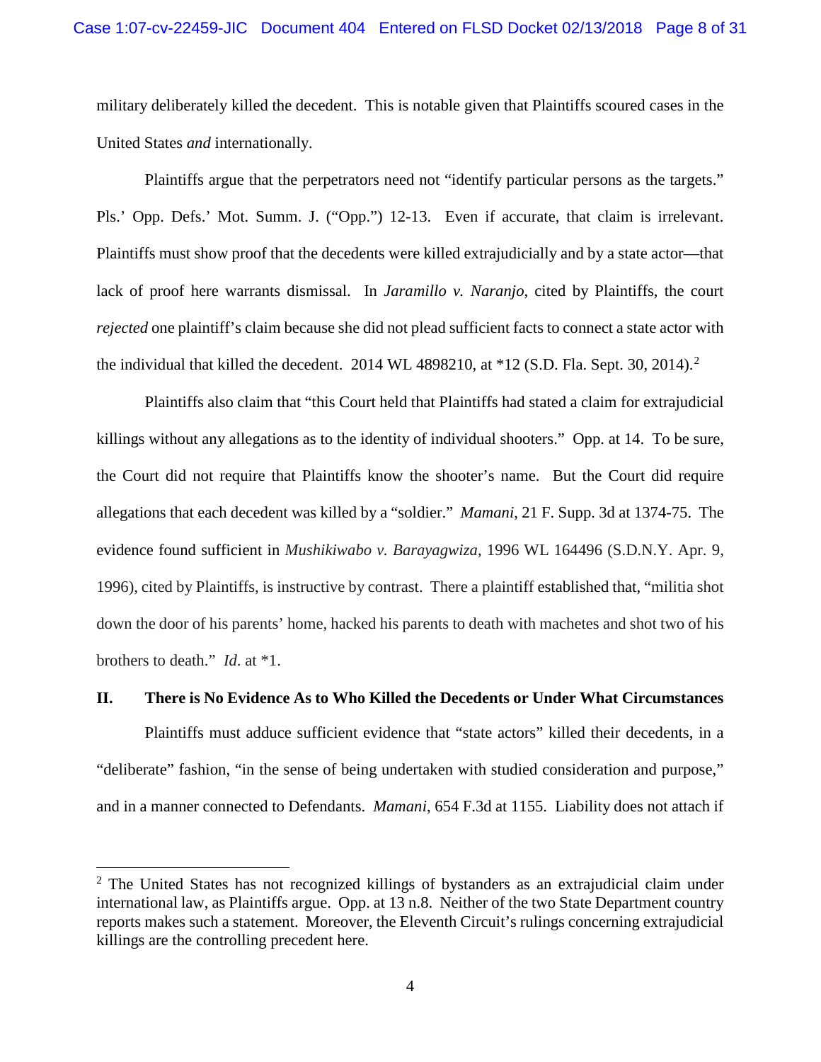military deliberately killed the decedent. This is notable given that Plaintiffs scoured cases in the United States *and* internationally.

Plaintiffs argue that the perpetrators need not "identify particular persons as the targets." Pls.' Opp. Defs.' Mot. Summ. J. ("Opp.") 12-13. Even if accurate, that claim is irrelevant. Plaintiffs must show proof that the decedents were killed extrajudicially and by a state actor—that lack of proof here warrants dismissal. In *Jaramillo v. Naranjo*, cited by Plaintiffs, the court *rejected* one plaintiff's claim because she did not plead sufficient facts to connect a state actor with the individual that killed the decedent. 2014 WL 4898210, at *12 (S.D. Fla. Sept. 30, 2014).[2]

Plaintiffs also claim that "this Court held that Plaintiffs had stated a claim for extrajudicial killings without any allegations as to the identity of individual shooters." Opp. at 14. To be sure, the Court did not require that Plaintiffs know the shooter's name. But the Court did require allegations that each decedent was killed by a "soldier." *Mamani*, 21 F. Supp. 3d at 1374-75. The evidence found sufficient in *Mushikiwabo v. Barayagwiza*, 1996 WL 164496 (S.D.N.Y. Apr. 9, 1996), cited by Plaintiffs, is instructive by contrast. There a plaintiff established that, "militia shot down the door of his parents' home, hacked his parents to death with machetes and shot two of his brothers to death." *Id.* at *1.

## II. There is No Evidence As to Who Killed the Decedents or Under What Circumstances

Plaintiffs must adduce sufficient evidence that "state actors" killed their decedents, in a "deliberate" fashion, "in the sense of being undertaken with studied consideration and purpose," and in a manner connected to Defendants. *Mamani*, 654 F.3d at 1155. Liability does not attach if

---

[2] The United States has not recognized killings of bystanders as an extrajudicial claim under international law, as Plaintiffs argue. Opp. at 13 n.8. Neither of the two State Department country reports makes such a statement. Moreover, the Eleventh Circuit's rulings concerning extrajudicial killings are the controlling precedent here.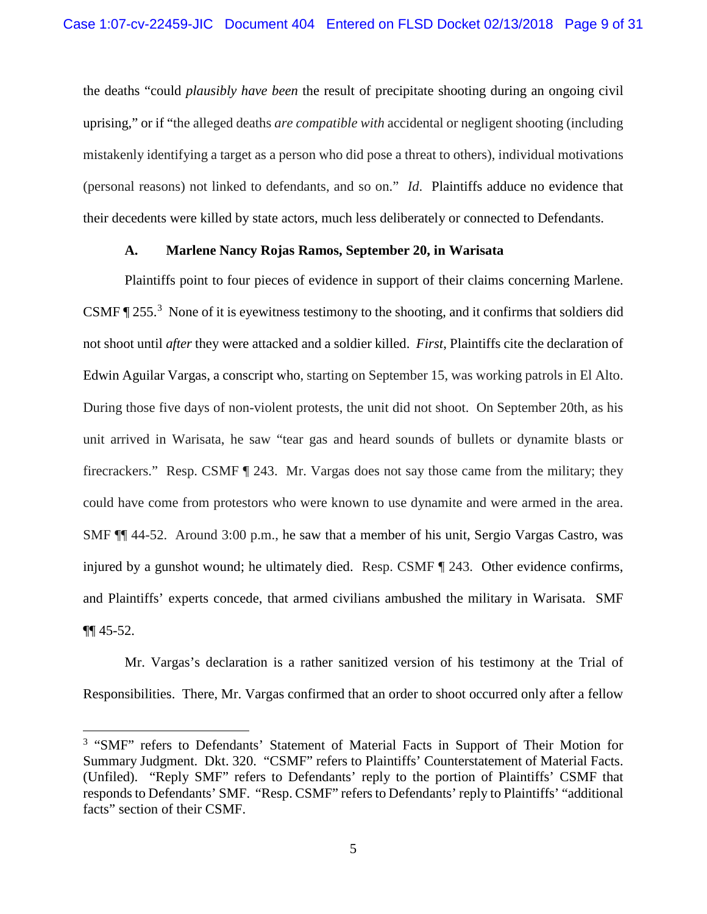the deaths "could *plausibly have been* the result of precipitate shooting during an ongoing civil uprising," or if "the alleged deaths *are compatible with* accidental or negligent shooting (including mistakenly identifying a target as a person who did pose a threat to others), individual motivations (personal reasons) not linked to defendants, and so on." *Id.* Plaintiffs adduce no evidence that their decedents were killed by state actors, much less deliberately or connected to Defendants.

### A. Marlene Nancy Rojas Ramos, September 20, in Warisata

Plaintiffs point to four pieces of evidence in support of their claims concerning Marlene. CSMF ¶ 255.[3] None of it is eyewitness testimony to the shooting, and it confirms that soldiers did not shoot until *after* they were attacked and a soldier killed. *First*, Plaintiffs cite the declaration of Edwin Aguilar Vargas, a conscript who, starting on September 15, was working patrols in El Alto. During those five days of non-violent protests, the unit did not shoot. On September 20th, as his unit arrived in Warisata, he saw "tear gas and heard sounds of bullets or dynamite blasts or firecrackers." Resp. CSMF ¶ 243. Mr. Vargas does not say those came from the military; they could have come from protestors who were known to use dynamite and were armed in the area. SMF ¶¶ 44-52. Around 3:00 p.m., he saw that a member of his unit, Sergio Vargas Castro, was injured by a gunshot wound; he ultimately died. Resp. CSMF ¶ 243. Other evidence confirms, and Plaintiffs' experts concede, that armed civilians ambushed the military in Warisata. SMF ¶¶ 45-52.

Mr. Vargas's declaration is a rather sanitized version of his testimony at the Trial of Responsibilities. There, Mr. Vargas confirmed that an order to shoot occurred only after a fellow

[3] "SMF" refers to Defendants' Statement of Material Facts in Support of Their Motion for Summary Judgment. Dkt. 320. "CSMF" refers to Plaintiffs' Counterstatement of Material Facts. (Unfiled). "Reply SMF" refers to Defendants' reply to the portion of Plaintiffs' CSMF that responds to Defendants' SMF. "Resp. CSMF" refers to Defendants' reply to Plaintiffs' "additional facts" section of their CSMF.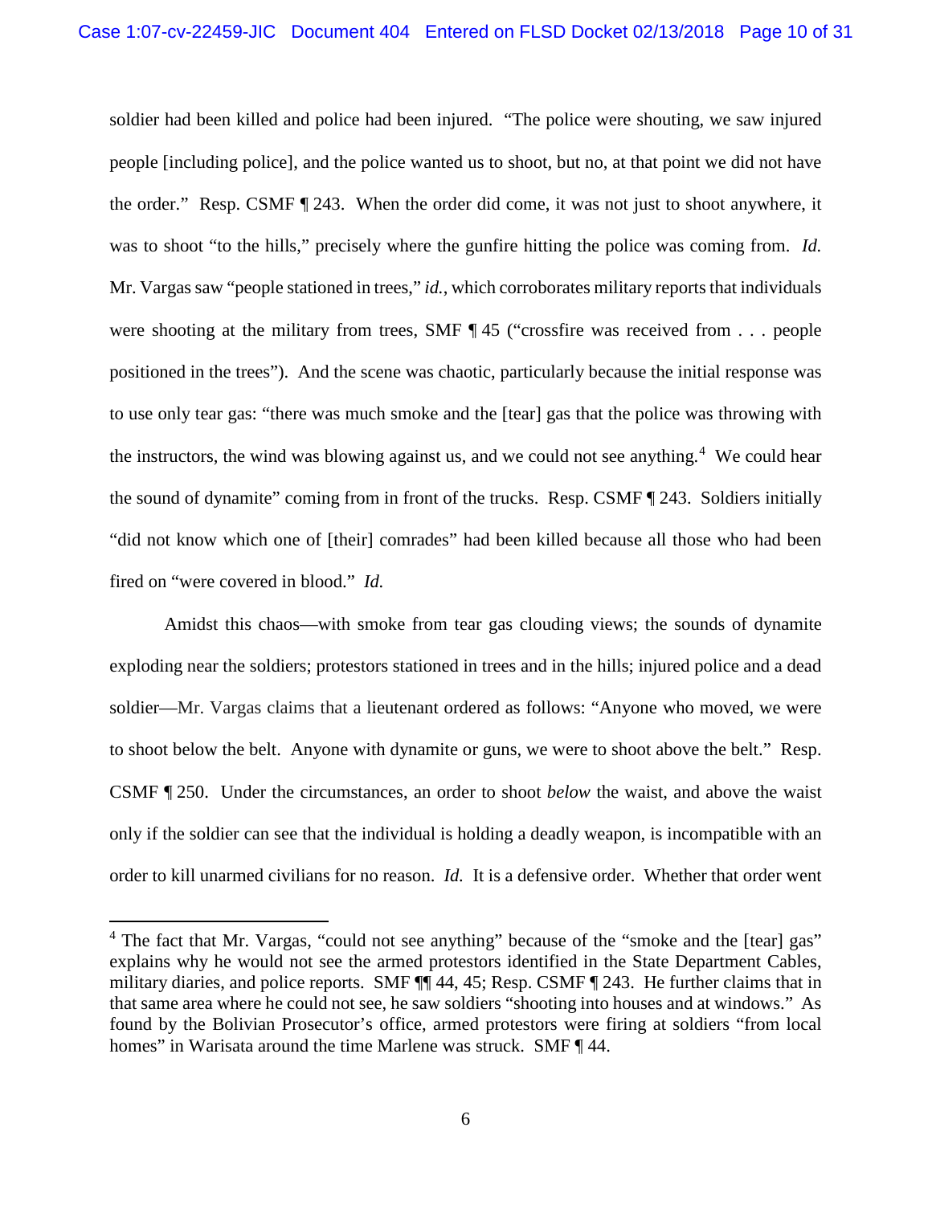soldier had been killed and police had been injured. "The police were shouting, we saw injured people [including police], and the police wanted us to shoot, but no, at that point we did not have the order." Resp. CSMF ¶ 243. When the order did come, it was not just to shoot anywhere, it was to shoot "to the hills," precisely where the gunfire hitting the police was coming from. *Id.* Mr. Vargas saw "people stationed in trees," *id.*, which corroborates military reports that individuals were shooting at the military from trees, SMF ¶ 45 ("crossfire was received from . . . people positioned in the trees"). And the scene was chaotic, particularly because the initial response was to use only tear gas: "there was much smoke and the [tear] gas that the police was throwing with the instructors, the wind was blowing against us, and we could not see anything.[4] We could hear the sound of dynamite" coming from in front of the trucks. Resp. CSMF ¶ 243. Soldiers initially "did not know which one of [their] comrades" had been killed because all those who had been fired on "were covered in blood." *Id.*

Amidst this chaos—with smoke from tear gas clouding views; the sounds of dynamite exploding near the soldiers; protestors stationed in trees and in the hills; injured police and a dead soldier—Mr. Vargas claims that a lieutenant ordered as follows: "Anyone who moved, we were to shoot below the belt. Anyone with dynamite or guns, we were to shoot above the belt." Resp. CSMF ¶ 250. Under the circumstances, an order to shoot *below* the waist, and above the waist only if the soldier can see that the individual is holding a deadly weapon, is incompatible with an order to kill unarmed civilians for no reason. *Id.* It is a defensive order. Whether that order went

---

[4] The fact that Mr. Vargas, "could not see anything" because of the "smoke and the [tear] gas" explains why he would not see the armed protestors identified in the State Department Cables, military diaries, and police reports. SMF ¶¶ 44, 45; Resp. CSMF ¶ 243. He further claims that in that same area where he could not see, he saw soldiers "shooting into houses and at windows." As found by the Bolivian Prosecutor's office, armed protestors were firing at soldiers "from local homes" in Warisata around the time Marlene was struck. SMF ¶ 44.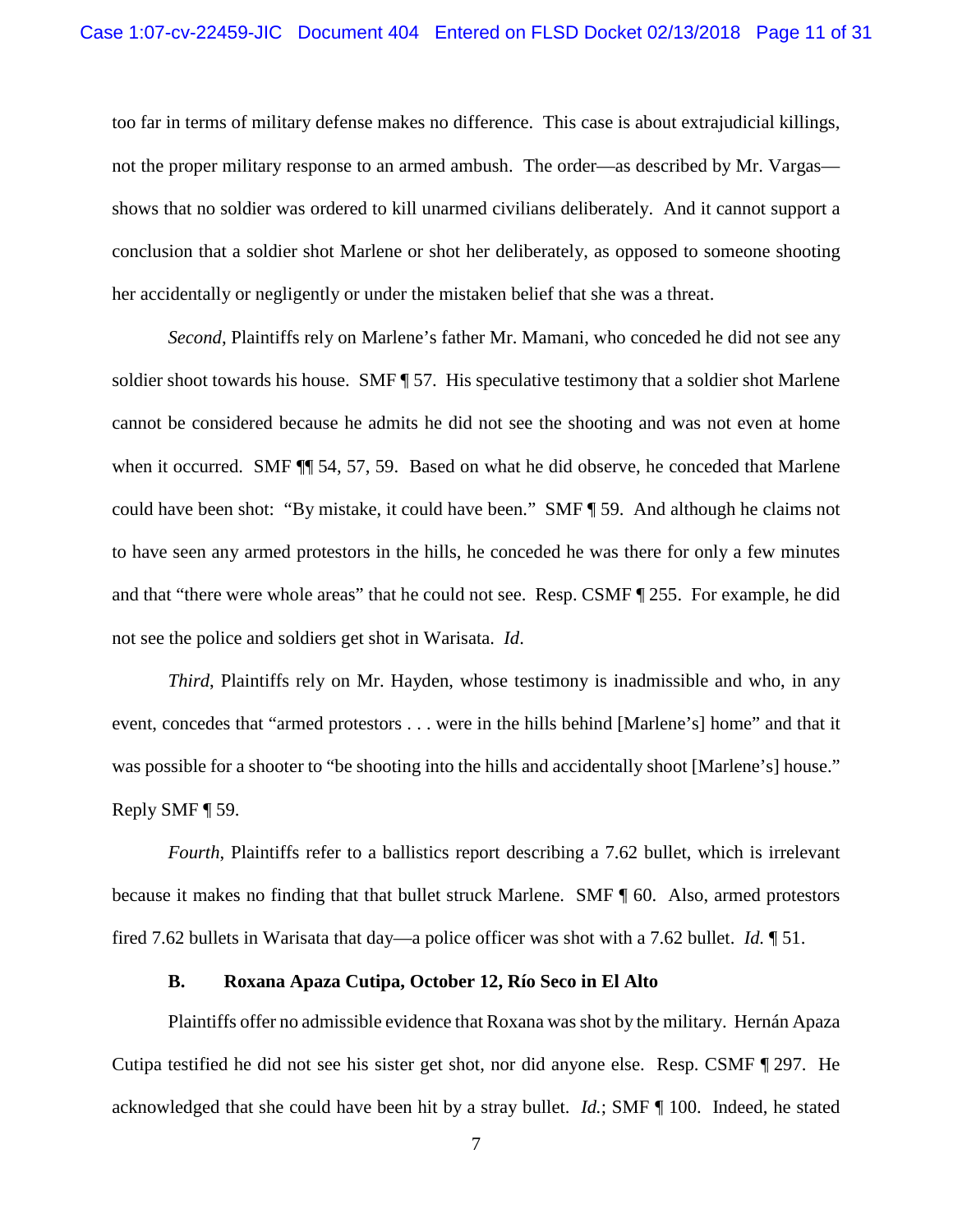too far in terms of military defense makes no difference. This case is about extrajudicial killings, not the proper military response to an armed ambush. The order—as described by Mr. Vargas—shows that no soldier was ordered to kill unarmed civilians deliberately. And it cannot support a conclusion that a soldier shot Marlene or shot her deliberately, as opposed to someone shooting her accidentally or negligently or under the mistaken belief that she was a threat.

*Second*, Plaintiffs rely on Marlene's father Mr. Mamani, who conceded he did not see any soldier shoot towards his house. SMF ¶ 57. His speculative testimony that a soldier shot Marlene cannot be considered because he admits he did not see the shooting and was not even at home when it occurred. SMF ¶¶ 54, 57, 59. Based on what he did observe, he conceded that Marlene could have been shot: "By mistake, it could have been." SMF ¶ 59. And although he claims not to have seen any armed protestors in the hills, he conceded he was there for only a few minutes and that "there were whole areas" that he could not see. Resp. CSMF ¶ 255. For example, he did not see the police and soldiers get shot in Warisata. *Id*.

*Third*, Plaintiffs rely on Mr. Hayden, whose testimony is inadmissible and who, in any event, concedes that "armed protestors . . . were in the hills behind [Marlene's] home" and that it was possible for a shooter to "be shooting into the hills and accidentally shoot [Marlene's] house." Reply SMF ¶ 59.

*Fourth*, Plaintiffs refer to a ballistics report describing a 7.62 bullet, which is irrelevant because it makes no finding that that bullet struck Marlene. SMF ¶ 60. Also, armed protestors fired 7.62 bullets in Warisata that day—a police officer was shot with a 7.62 bullet. *Id.* ¶ 51.

### B. Roxana Apaza Cutipa, October 12, Río Seco in El Alto

Plaintiffs offer no admissible evidence that Roxana was shot by the military. Hernán Apaza Cutipa testified he did not see his sister get shot, nor did anyone else. Resp. CSMF ¶ 297. He acknowledged that she could have been hit by a stray bullet. *Id.*; SMF ¶ 100. Indeed, he stated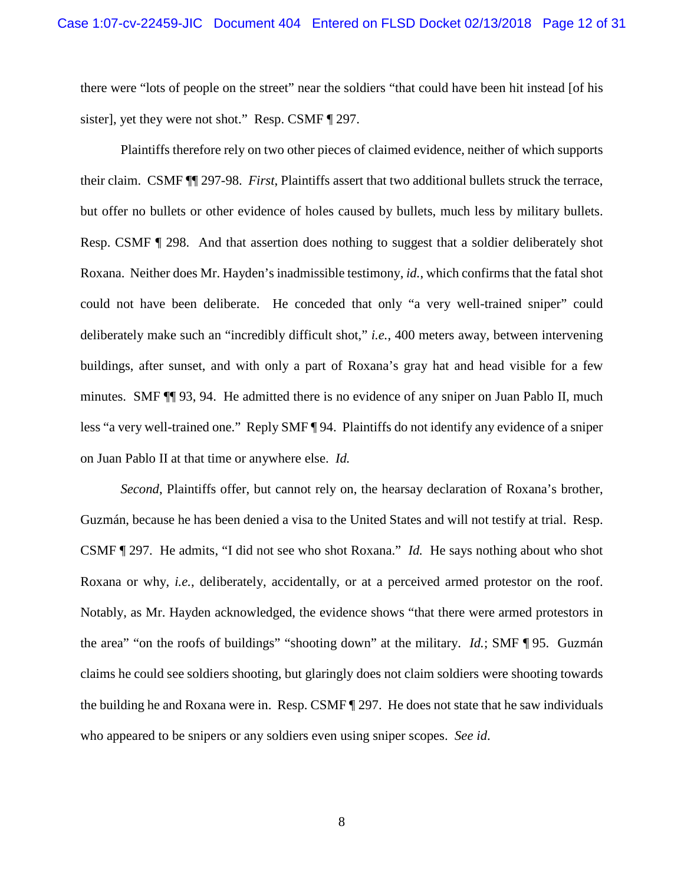there were "lots of people on the street" near the soldiers "that could have been hit instead [of his sister], yet they were not shot." Resp. CSMF ¶ 297.

Plaintiffs therefore rely on two other pieces of claimed evidence, neither of which supports their claim. CSMF ¶¶ 297-98. *First*, Plaintiffs assert that two additional bullets struck the terrace, but offer no bullets or other evidence of holes caused by bullets, much less by military bullets. Resp. CSMF ¶ 298. And that assertion does nothing to suggest that a soldier deliberately shot Roxana. Neither does Mr. Hayden's inadmissible testimony, *id.*, which confirms that the fatal shot could not have been deliberate. He conceded that only "a very well-trained sniper" could deliberately make such an "incredibly difficult shot," *i.e.*, 400 meters away, between intervening buildings, after sunset, and with only a part of Roxana's gray hat and head visible for a few minutes. SMF ¶¶ 93, 94. He admitted there is no evidence of any sniper on Juan Pablo II, much less "a very well-trained one." Reply SMF ¶ 94. Plaintiffs do not identify any evidence of a sniper on Juan Pablo II at that time or anywhere else. *Id.*

*Second*, Plaintiffs offer, but cannot rely on, the hearsay declaration of Roxana's brother, Guzmán, because he has been denied a visa to the United States and will not testify at trial. Resp. CSMF ¶ 297. He admits, "I did not see who shot Roxana." *Id.* He says nothing about who shot Roxana or why, *i.e.*, deliberately, accidentally, or at a perceived armed protestor on the roof. Notably, as Mr. Hayden acknowledged, the evidence shows "that there were armed protestors in the area" "on the roofs of buildings" "shooting down" at the military. *Id.*; SMF ¶ 95. Guzmán claims he could see soldiers shooting, but glaringly does not claim soldiers were shooting towards the building he and Roxana were in. Resp. CSMF ¶ 297. He does not state that he saw individuals who appeared to be snipers or any soldiers even using sniper scopes. *See id.*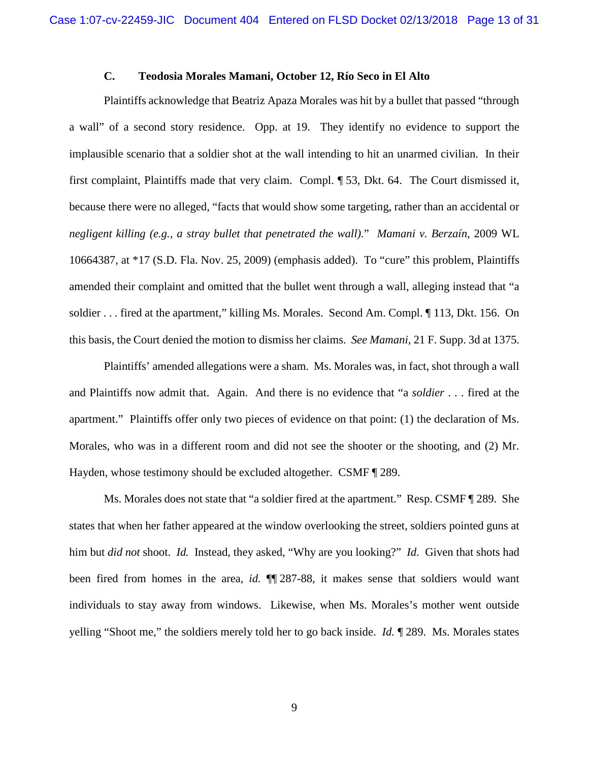### C. Teodosia Morales Mamani, October 12, Río Seco in El Alto

Plaintiffs acknowledge that Beatriz Apaza Morales was hit by a bullet that passed "through a wall" of a second story residence. Opp. at 19. They identify no evidence to support the implausible scenario that a soldier shot at the wall intending to hit an unarmed civilian. In their first complaint, Plaintiffs made that very claim. Compl. ¶ 53, Dkt. 64. The Court dismissed it, because there were no alleged, "facts that would show some targeting, rather than an accidental or *negligent killing (e.g., a stray bullet that penetrated the wall).*" *Mamani v. Berzaín*, 2009 WL 10664387, at *17 (S.D. Fla. Nov. 25, 2009) (emphasis added). To "cure" this problem, Plaintiffs amended their complaint and omitted that the bullet went through a wall, alleging instead that "a soldier . . . fired at the apartment," killing Ms. Morales. Second Am. Compl. ¶ 113, Dkt. 156. On this basis, the Court denied the motion to dismiss her claims. *See Mamani*, 21 F. Supp. 3d at 1375.

Plaintiffs' amended allegations were a sham. Ms. Morales was, in fact, shot through a wall and Plaintiffs now admit that. Again. And there is no evidence that "a *soldier* . . . fired at the apartment." Plaintiffs offer only two pieces of evidence on that point: (1) the declaration of Ms. Morales, who was in a different room and did not see the shooter or the shooting, and (2) Mr. Hayden, whose testimony should be excluded altogether. CSMF ¶ 289.

Ms. Morales does not state that "a soldier fired at the apartment." Resp. CSMF ¶ 289. She states that when her father appeared at the window overlooking the street, soldiers pointed guns at him but *did not* shoot. *Id.* Instead, they asked, "Why are you looking?" *Id*. Given that shots had been fired from homes in the area, *id.* ¶¶ 287-88, it makes sense that soldiers would want individuals to stay away from windows. Likewise, when Ms. Morales's mother went outside yelling "Shoot me," the soldiers merely told her to go back inside. *Id.* ¶ 289. Ms. Morales states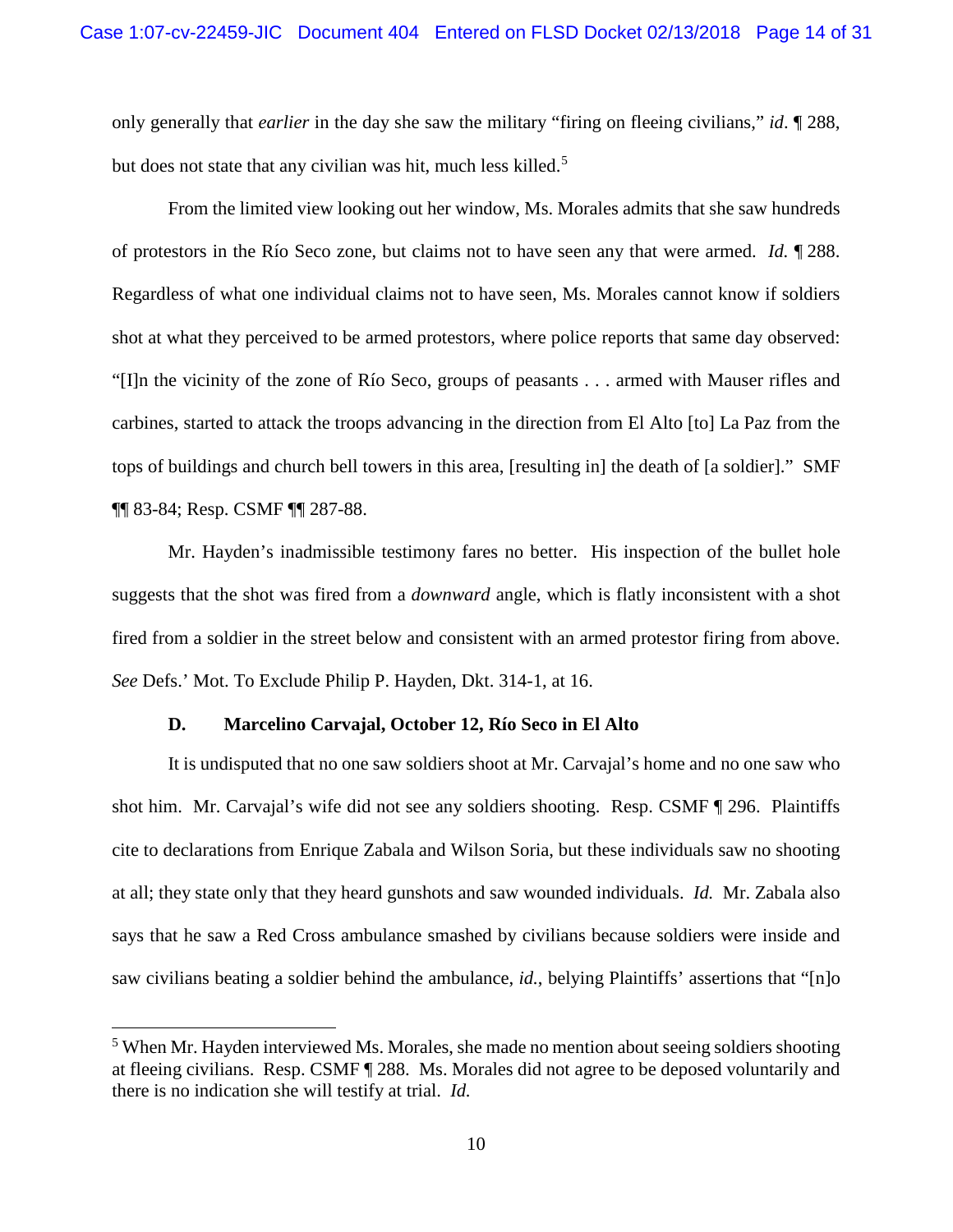only generally that *earlier* in the day she saw the military "firing on fleeing civilians," *id.* ¶ 288, but does not state that any civilian was hit, much less killed.[5]

From the limited view looking out her window, Ms. Morales admits that she saw hundreds of protestors in the Río Seco zone, but claims not to have seen any that were armed. *Id.* ¶ 288. Regardless of what one individual claims not to have seen, Ms. Morales cannot know if soldiers shot at what they perceived to be armed protestors, where police reports that same day observed: "[I]n the vicinity of the zone of Río Seco, groups of peasants . . . armed with Mauser rifles and carbines, started to attack the troops advancing in the direction from El Alto [to] La Paz from the tops of buildings and church bell towers in this area, [resulting in] the death of [a soldier]." SMF ¶¶ 83-84; Resp. CSMF ¶¶ 287-88.

Mr. Hayden's inadmissible testimony fares no better. His inspection of the bullet hole suggests that the shot was fired from a *downward* angle, which is flatly inconsistent with a shot fired from a soldier in the street below and consistent with an armed protestor firing from above. *See* Defs.' Mot. To Exclude Philip P. Hayden, Dkt. 314-1, at 16.

**D. Marcelino Carvajal, October 12, Río Seco in El Alto**

It is undisputed that no one saw soldiers shoot at Mr. Carvajal's home and no one saw who shot him. Mr. Carvajal's wife did not see any soldiers shooting. Resp. CSMF ¶ 296. Plaintiffs cite to declarations from Enrique Zabala and Wilson Soria, but these individuals saw no shooting at all; they state only that they heard gunshots and saw wounded individuals. *Id.* Mr. Zabala also says that he saw a Red Cross ambulance smashed by civilians because soldiers were inside and saw civilians beating a soldier behind the ambulance, *id.*, belying Plaintiffs' assertions that "[n]o

---

[5] When Mr. Hayden interviewed Ms. Morales, she made no mention about seeing soldiers shooting at fleeing civilians. Resp. CSMF ¶ 288. Ms. Morales did not agree to be deposed voluntarily and there is no indication she will testify at trial. *Id.*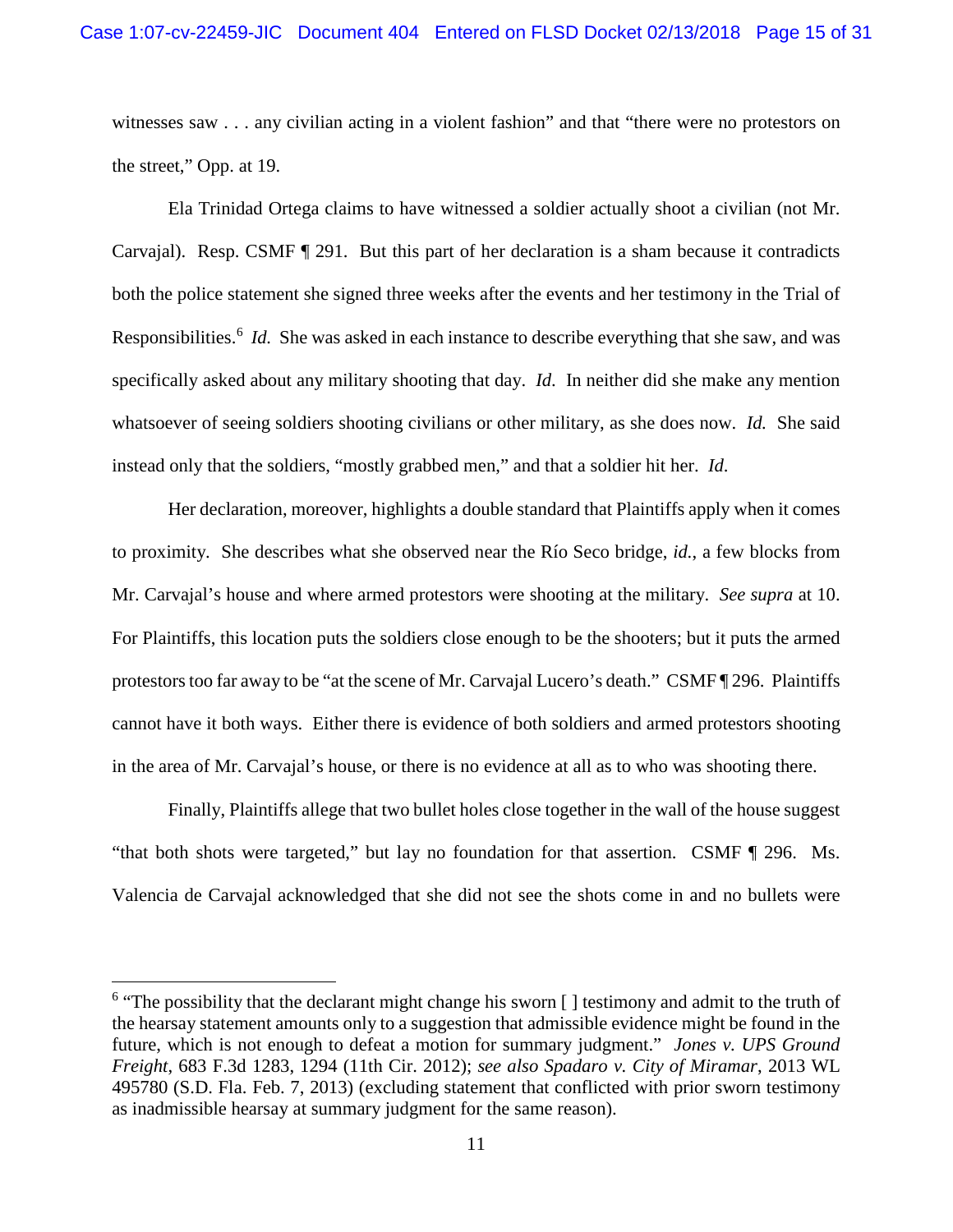witnesses saw . . . any civilian acting in a violent fashion" and that "there were no protestors on the street," Opp. at 19.

Ela Trinidad Ortega claims to have witnessed a soldier actually shoot a civilian (not Mr. Carvajal). Resp. CSMF ¶ 291. But this part of her declaration is a sham because it contradicts both the police statement she signed three weeks after the events and her testimony in the Trial of Responsibilities.[6] *Id.* She was asked in each instance to describe everything that she saw, and was specifically asked about any military shooting that day. *Id*. In neither did she make any mention whatsoever of seeing soldiers shooting civilians or other military, as she does now. *Id.* She said instead only that the soldiers, "mostly grabbed men," and that a soldier hit her. *Id*.

Her declaration, moreover, highlights a double standard that Plaintiffs apply when it comes to proximity. She describes what she observed near the Río Seco bridge, *id.*, a few blocks from Mr. Carvajal's house and where armed protestors were shooting at the military. *See supra* at 10. For Plaintiffs, this location puts the soldiers close enough to be the shooters; but it puts the armed protestors too far away to be "at the scene of Mr. Carvajal Lucero's death." CSMF ¶ 296. Plaintiffs cannot have it both ways. Either there is evidence of both soldiers and armed protestors shooting in the area of Mr. Carvajal's house, or there is no evidence at all as to who was shooting there.

Finally, Plaintiffs allege that two bullet holes close together in the wall of the house suggest "that both shots were targeted," but lay no foundation for that assertion. CSMF ¶ 296. Ms. Valencia de Carvajal acknowledged that she did not see the shots come in and no bullets were

---

[6] "The possibility that the declarant might change his sworn [ ] testimony and admit to the truth of the hearsay statement amounts only to a suggestion that admissible evidence might be found in the future, which is not enough to defeat a motion for summary judgment." *Jones v. UPS Ground Freight*, 683 F.3d 1283, 1294 (11th Cir. 2012); *see also Spadaro v. City of Miramar*, 2013 WL 495780 (S.D. Fla. Feb. 7, 2013) (excluding statement that conflicted with prior sworn testimony as inadmissible hearsay at summary judgment for the same reason).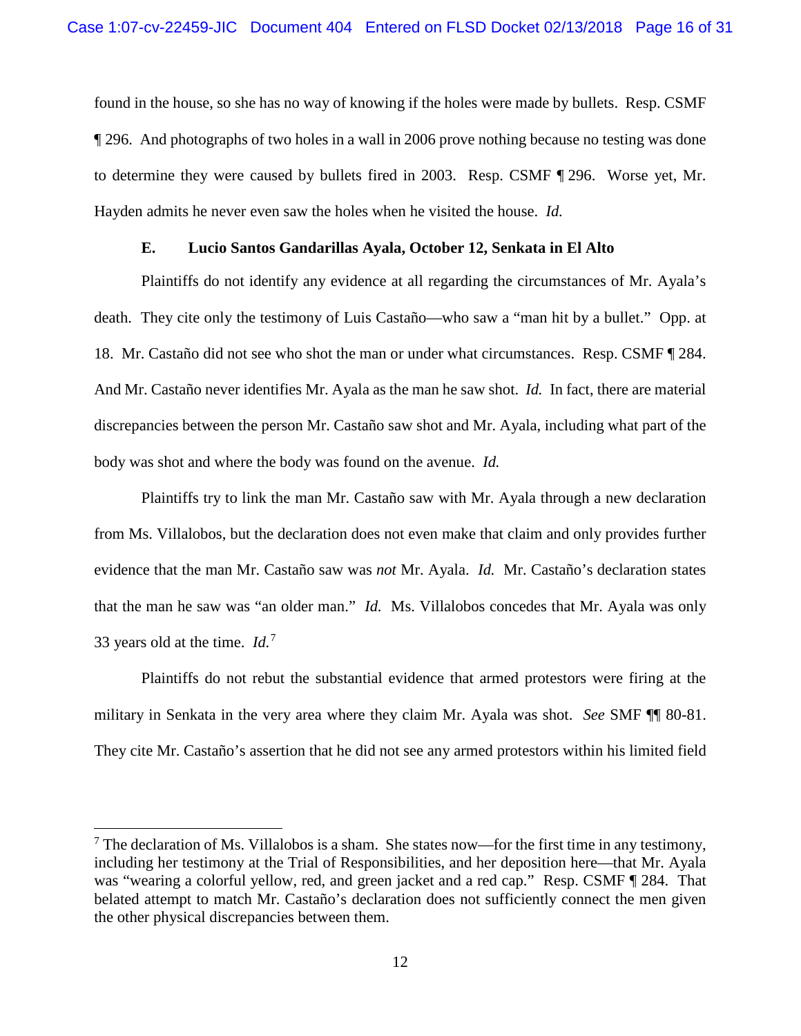found in the house, so she has no way of knowing if the holes were made by bullets. Resp. CSMF ¶ 296. And photographs of two holes in a wall in 2006 prove nothing because no testing was done to determine they were caused by bullets fired in 2003. Resp. CSMF ¶ 296. Worse yet, Mr. Hayden admits he never even saw the holes when he visited the house. *Id.*

### E. Lucio Santos Gandarillas Ayala, October 12, Senkata in El Alto

Plaintiffs do not identify any evidence at all regarding the circumstances of Mr. Ayala's death. They cite only the testimony of Luis Castaño—who saw a "man hit by a bullet." Opp. at 18. Mr. Castaño did not see who shot the man or under what circumstances. Resp. CSMF ¶ 284. And Mr. Castaño never identifies Mr. Ayala as the man he saw shot. *Id.* In fact, there are material discrepancies between the person Mr. Castaño saw shot and Mr. Ayala, including what part of the body was shot and where the body was found on the avenue. *Id.*

Plaintiffs try to link the man Mr. Castaño saw with Mr. Ayala through a new declaration from Ms. Villalobos, but the declaration does not even make that claim and only provides further evidence that the man Mr. Castaño saw was *not* Mr. Ayala. *Id.* Mr. Castaño's declaration states that the man he saw was "an older man." *Id.* Ms. Villalobos concedes that Mr. Ayala was only 33 years old at the time. *Id.*[7]

Plaintiffs do not rebut the substantial evidence that armed protestors were firing at the military in Senkata in the very area where they claim Mr. Ayala was shot. *See* SMF ¶¶ 80-81. They cite Mr. Castaño's assertion that he did not see any armed protestors within his limited field

[7] The declaration of Ms. Villalobos is a sham. She states now—for the first time in any testimony, including her testimony at the Trial of Responsibilities, and her deposition here—that Mr. Ayala was "wearing a colorful yellow, red, and green jacket and a red cap." Resp. CSMF ¶ 284. That belated attempt to match Mr. Castaño's declaration does not sufficiently connect the men given the other physical discrepancies between them.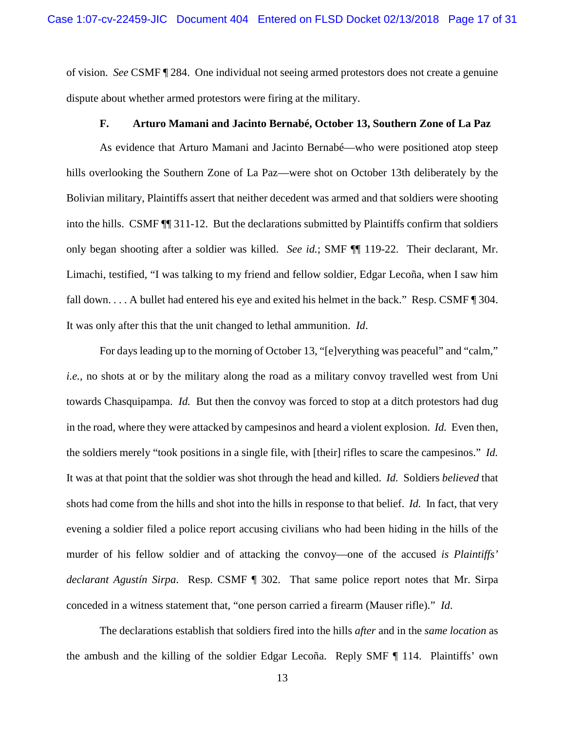of vision. *See* CSMF ¶ 284. One individual not seeing armed protestors does not create a genuine dispute about whether armed protestors were firing at the military.

### F. Arturo Mamani and Jacinto Bernabé, October 13, Southern Zone of La Paz

As evidence that Arturo Mamani and Jacinto Bernabé—who were positioned atop steep hills overlooking the Southern Zone of La Paz—were shot on October 13th deliberately by the Bolivian military, Plaintiffs assert that neither decedent was armed and that soldiers were shooting into the hills. CSMF ¶¶ 311-12. But the declarations submitted by Plaintiffs confirm that soldiers only began shooting after a soldier was killed. *See id.*; SMF ¶¶ 119-22. Their declarant, Mr. Limachi, testified, "I was talking to my friend and fellow soldier, Edgar Lecoña, when I saw him fall down. . . . A bullet had entered his eye and exited his helmet in the back." Resp. CSMF ¶ 304. It was only after this that the unit changed to lethal ammunition. *Id*.

For days leading up to the morning of October 13, "[e]verything was peaceful" and "calm," *i.e.*, no shots at or by the military along the road as a military convoy travelled west from Uni towards Chasquipampa. *Id.* But then the convoy was forced to stop at a ditch protestors had dug in the road, where they were attacked by campesinos and heard a violent explosion. *Id.* Even then, the soldiers merely "took positions in a single file, with [their] rifles to scare the campesinos." *Id.* It was at that point that the soldier was shot through the head and killed. *Id.* Soldiers *believed* that shots had come from the hills and shot into the hills in response to that belief. *Id.* In fact, that very evening a soldier filed a police report accusing civilians who had been hiding in the hills of the murder of his fellow soldier and of attacking the convoy—one of the accused *is Plaintiffs' declarant Agustín Sirpa*. Resp. CSMF ¶ 302. That same police report notes that Mr. Sirpa conceded in a witness statement that, "one person carried a firearm (Mauser rifle)." *Id.*

The declarations establish that soldiers fired into the hills *after* and in the *same location* as the ambush and the killing of the soldier Edgar Lecoña. Reply SMF ¶ 114. Plaintiffs' own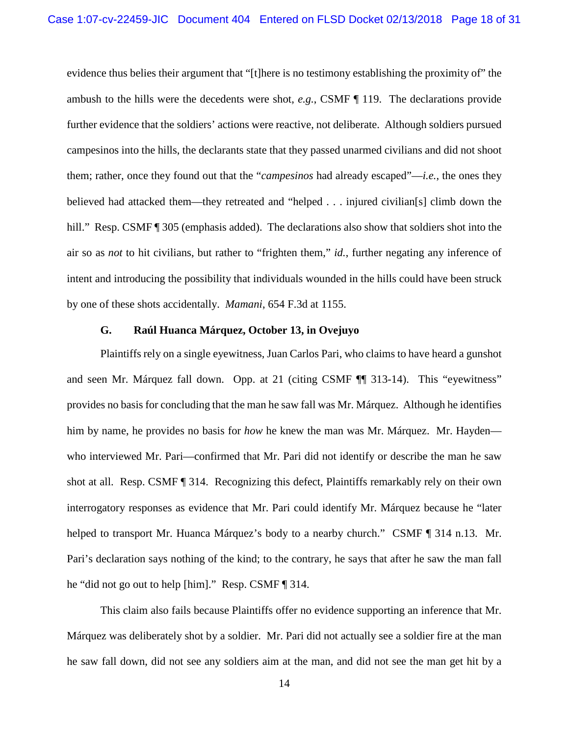evidence thus belies their argument that "[t]here is no testimony establishing the proximity of" the ambush to the hills were the decedents were shot, *e.g.*, CSMF ¶ 119. The declarations provide further evidence that the soldiers' actions were reactive, not deliberate. Although soldiers pursued campesinos into the hills, the declarants state that they passed unarmed civilians and did not shoot them; rather, once they found out that the "*campesinos* had already escaped"—*i.e.*, the ones they believed had attacked them—they retreated and "helped . . . injured civilian[s] climb down the hill." Resp. CSMF ¶ 305 (emphasis added). The declarations also show that soldiers shot into the air so as *not* to hit civilians, but rather to "frighten them," *id.*, further negating any inference of intent and introducing the possibility that individuals wounded in the hills could have been struck by one of these shots accidentally. *Mamani*, 654 F.3d at 1155.

### G. Raúl Huanca Márquez, October 13, in Ovejuyo

Plaintiffs rely on a single eyewitness, Juan Carlos Pari, who claims to have heard a gunshot and seen Mr. Márquez fall down. Opp. at 21 (citing CSMF ¶¶ 313-14). This "eyewitness" provides no basis for concluding that the man he saw fall was Mr. Márquez. Although he identifies him by name, he provides no basis for *how* he knew the man was Mr. Márquez. Mr. Hayden—who interviewed Mr. Pari—confirmed that Mr. Pari did not identify or describe the man he saw shot at all. Resp. CSMF ¶ 314. Recognizing this defect, Plaintiffs remarkably rely on their own interrogatory responses as evidence that Mr. Pari could identify Mr. Márquez because he "later helped to transport Mr. Huanca Márquez's body to a nearby church." CSMF ¶ 314 n.13. Mr. Pari's declaration says nothing of the kind; to the contrary, he says that after he saw the man fall he "did not go out to help [him]." Resp. CSMF ¶ 314.

This claim also fails because Plaintiffs offer no evidence supporting an inference that Mr. Márquez was deliberately shot by a soldier. Mr. Pari did not actually see a soldier fire at the man he saw fall down, did not see any soldiers aim at the man, and did not see the man get hit by a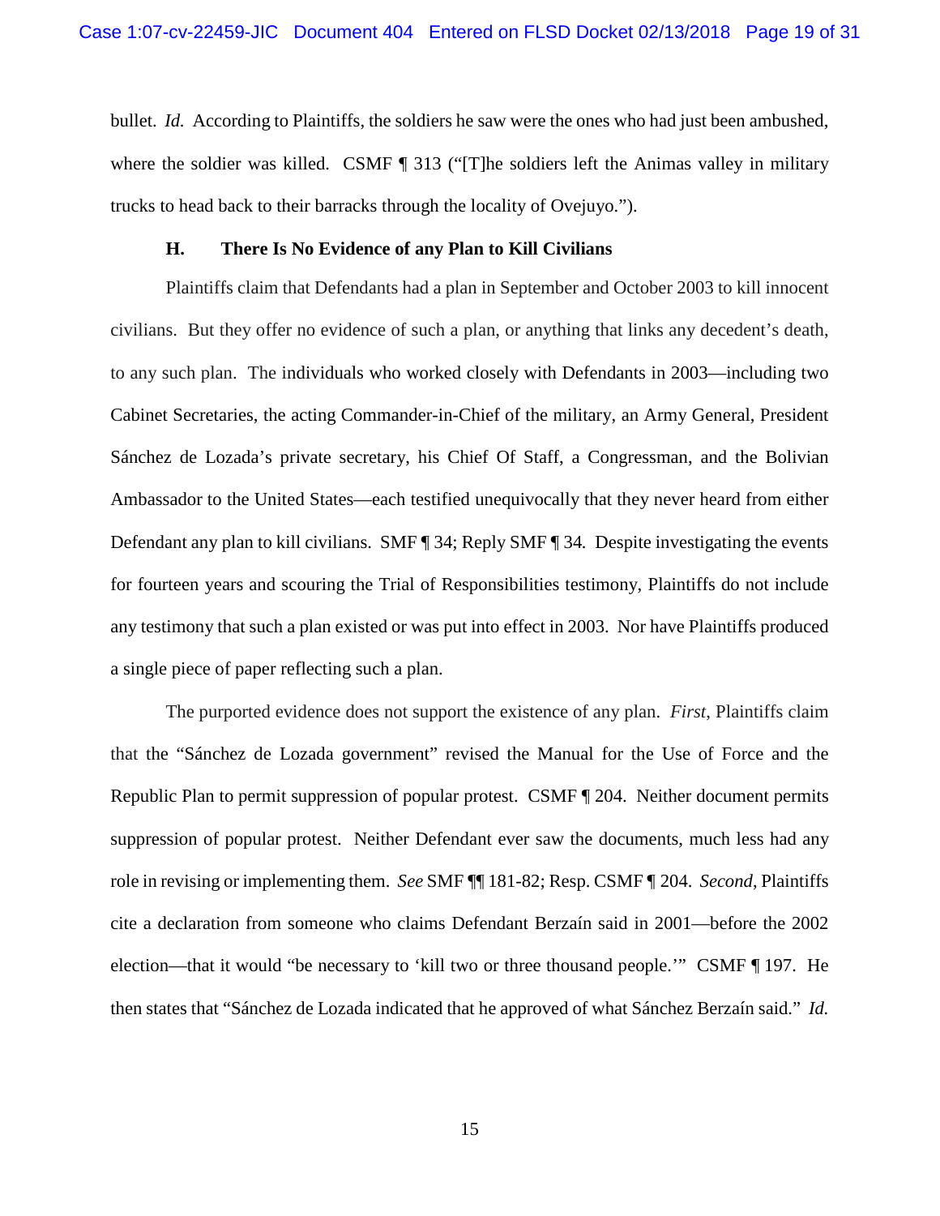bullet. *Id.* According to Plaintiffs, the soldiers he saw were the ones who had just been ambushed, where the soldier was killed. CSMF ¶ 313 ("[T]he soldiers left the Animas valley in military trucks to head back to their barracks through the locality of Ovejuyo.").

### H. There Is No Evidence of any Plan to Kill Civilians

Plaintiffs claim that Defendants had a plan in September and October 2003 to kill innocent civilians. But they offer no evidence of such a plan, or anything that links any decedent's death, to any such plan. The individuals who worked closely with Defendants in 2003—including two Cabinet Secretaries, the acting Commander-in-Chief of the military, an Army General, President Sánchez de Lozada's private secretary, his Chief Of Staff, a Congressman, and the Bolivian Ambassador to the United States—each testified unequivocally that they never heard from either Defendant any plan to kill civilians. SMF ¶ 34; Reply SMF ¶ 34. Despite investigating the events for fourteen years and scouring the Trial of Responsibilities testimony, Plaintiffs do not include any testimony that such a plan existed or was put into effect in 2003. Nor have Plaintiffs produced a single piece of paper reflecting such a plan.

The purported evidence does not support the existence of any plan. *First*, Plaintiffs claim that the "Sánchez de Lozada government" revised the Manual for the Use of Force and the Republic Plan to permit suppression of popular protest. CSMF ¶ 204. Neither document permits suppression of popular protest. Neither Defendant ever saw the documents, much less had any role in revising or implementing them. *See* SMF ¶¶ 181-82; Resp. CSMF ¶ 204. *Second*, Plaintiffs cite a declaration from someone who claims Defendant Berzaín said in 2001—before the 2002 election—that it would "be necessary to 'kill two or three thousand people.'" CSMF ¶ 197. He then states that "Sánchez de Lozada indicated that he approved of what Sánchez Berzaín said." *Id.*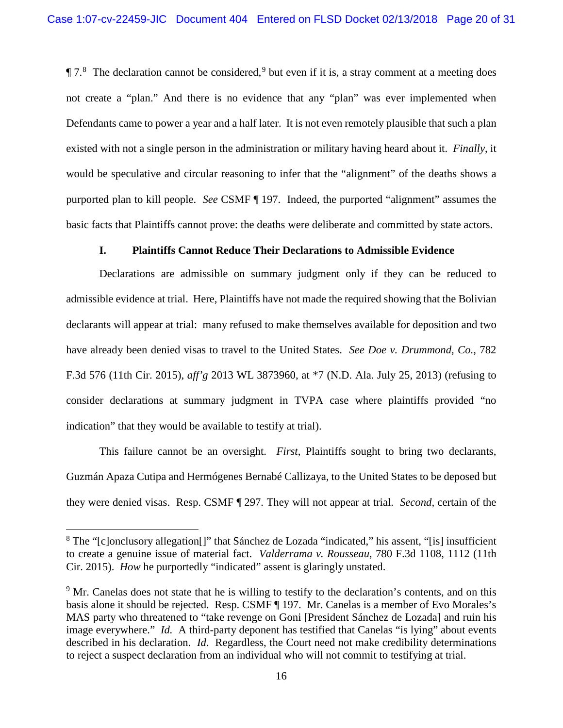¶ 7.[8] The declaration cannot be considered,[9] but even if it is, a stray comment at a meeting does not create a "plan." And there is no evidence that any "plan" was ever implemented when Defendants came to power a year and a half later. It is not even remotely plausible that such a plan existed with not a single person in the administration or military having heard about it. *Finally*, it would be speculative and circular reasoning to infer that the "alignment" of the deaths shows a purported plan to kill people. *See* CSMF ¶ 197. Indeed, the purported "alignment" assumes the basic facts that Plaintiffs cannot prove: the deaths were deliberate and committed by state actors.

### I. Plaintiffs Cannot Reduce Their Declarations to Admissible Evidence

Declarations are admissible on summary judgment only if they can be reduced to admissible evidence at trial. Here, Plaintiffs have not made the required showing that the Bolivian declarants will appear at trial: many refused to make themselves available for deposition and two have already been denied visas to travel to the United States. *See Doe v. Drummond, Co.*, 782 F.3d 576 (11th Cir. 2015), *aff'g* 2013 WL 3873960, at *7 (N.D. Ala. July 25, 2013) (refusing to consider declarations at summary judgment in TVPA case where plaintiffs provided "no indication" that they would be available to testify at trial).

This failure cannot be an oversight. *First*, Plaintiffs sought to bring two declarants, Guzmán Apaza Cutipa and Hermógenes Bernabé Callizaya, to the United States to be deposed but they were denied visas. Resp. CSMF ¶ 297. They will not appear at trial. *Second*, certain of the

---

[8] The "[c]onclusory allegation[]" that Sánchez de Lozada "indicated," his assent, "[is] insufficient to create a genuine issue of material fact. *Valderrama v. Rousseau*, 780 F.3d 1108, 1112 (11th Cir. 2015). *How* he purportedly "indicated" assent is glaringly unstated.

[9] Mr. Canelas does not state that he is willing to testify to the declaration's contents, and on this basis alone it should be rejected. Resp. CSMF ¶ 197. Mr. Canelas is a member of Evo Morales's MAS party who threatened to "take revenge on Goni [President Sánchez de Lozada] and ruin his image everywhere." *Id.* A third-party deponent has testified that Canelas "is lying" about events described in his declaration. *Id.* Regardless, the Court need not make credibility determinations to reject a suspect declaration from an individual who will not commit to testifying at trial.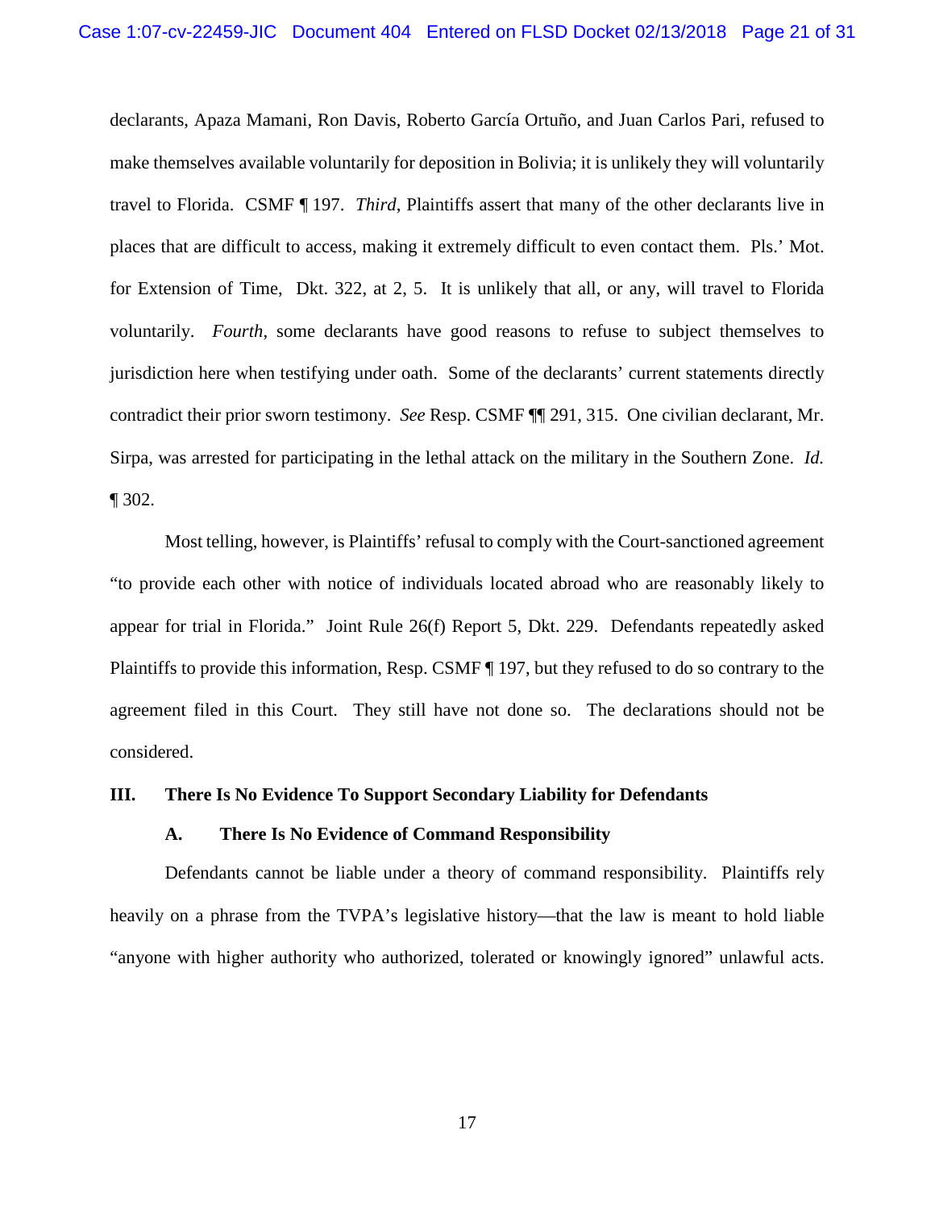declarants, Apaza Mamani, Ron Davis, Roberto García Ortuño, and Juan Carlos Pari, refused to make themselves available voluntarily for deposition in Bolivia; it is unlikely they will voluntarily travel to Florida. CSMF ¶ 197. *Third*, Plaintiffs assert that many of the other declarants live in places that are difficult to access, making it extremely difficult to even contact them. Pls.' Mot. for Extension of Time, Dkt. 322, at 2, 5. It is unlikely that all, or any, will travel to Florida voluntarily. *Fourth*, some declarants have good reasons to refuse to subject themselves to jurisdiction here when testifying under oath. Some of the declarants' current statements directly contradict their prior sworn testimony. *See* Resp. CSMF ¶¶ 291, 315. One civilian declarant, Mr. Sirpa, was arrested for participating in the lethal attack on the military in the Southern Zone. *Id.* ¶ 302.

Most telling, however, is Plaintiffs' refusal to comply with the Court-sanctioned agreement "to provide each other with notice of individuals located abroad who are reasonably likely to appear for trial in Florida." Joint Rule 26(f) Report 5, Dkt. 229. Defendants repeatedly asked Plaintiffs to provide this information, Resp. CSMF ¶ 197, but they refused to do so contrary to the agreement filed in this Court. They still have not done so. The declarations should not be considered.

## III. There Is No Evidence To Support Secondary Liability for Defendants

### A. There Is No Evidence of Command Responsibility

Defendants cannot be liable under a theory of command responsibility. Plaintiffs rely heavily on a phrase from the TVPA's legislative history—that the law is meant to hold liable "anyone with higher authority who authorized, tolerated or knowingly ignored" unlawful acts.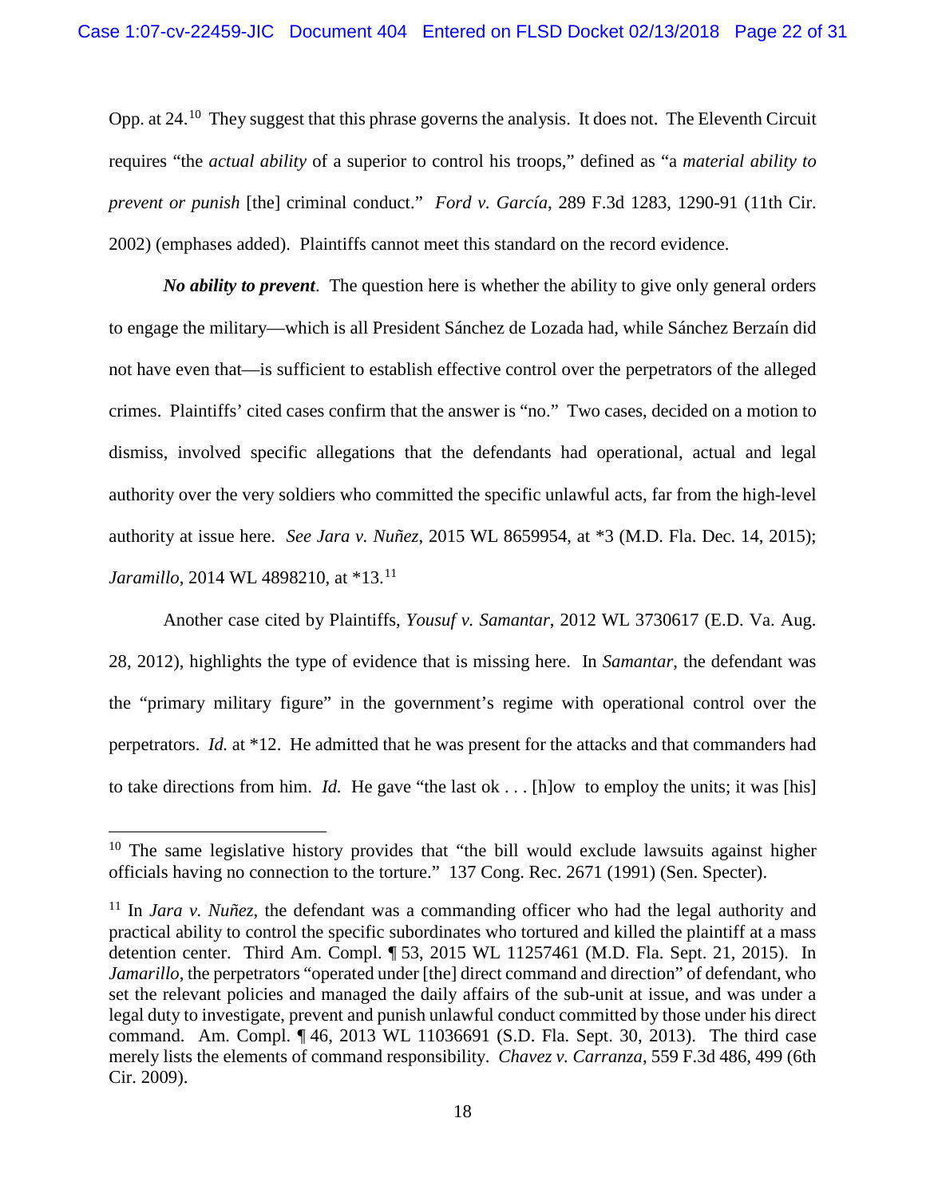Opp. at 24.[10] They suggest that this phrase governs the analysis. It does not. The Eleventh Circuit requires "the *actual ability* of a superior to control his troops," defined as "a *material ability to prevent or punish* [the] criminal conduct." *Ford v. García*, 289 F.3d 1283, 1290-91 (11th Cir. 2002) (emphases added). Plaintiffs cannot meet this standard on the record evidence.

***No ability to prevent***. The question here is whether the ability to give only general orders to engage the military—which is all President Sánchez de Lozada had, while Sánchez Berzaín did not have even that—is sufficient to establish effective control over the perpetrators of the alleged crimes. Plaintiffs' cited cases confirm that the answer is "no." Two cases, decided on a motion to dismiss, involved specific allegations that the defendants had operational, actual and legal authority over the very soldiers who committed the specific unlawful acts, far from the high-level authority at issue here. *See Jara v. Nuñez*, 2015 WL 8659954, at *3 (M.D. Fla. Dec. 14, 2015); *Jaramillo*, 2014 WL 4898210, at *13.[11]

Another case cited by Plaintiffs, *Yousuf v. Samantar*, 2012 WL 3730617 (E.D. Va. Aug. 28, 2012), highlights the type of evidence that is missing here. In *Samantar*, the defendant was the "primary military figure" in the government's regime with operational control over the perpetrators. *Id.* at *12. He admitted that he was present for the attacks and that commanders had to take directions from him. *Id.* He gave "the last ok . . . [h]ow to employ the units; it was [his]

---

[10] The same legislative history provides that "the bill would exclude lawsuits against higher officials having no connection to the torture." 137 Cong. Rec. 2671 (1991) (Sen. Specter).

[11] In *Jara v. Nuñez*, the defendant was a commanding officer who had the legal authority and practical ability to control the specific subordinates who tortured and killed the plaintiff at a mass detention center. Third Am. Compl. ¶ 53, 2015 WL 11257461 (M.D. Fla. Sept. 21, 2015). In *Jamarillo*, the perpetrators "operated under [the] direct command and direction" of defendant, who set the relevant policies and managed the daily affairs of the sub-unit at issue, and was under a legal duty to investigate, prevent and punish unlawful conduct committed by those under his direct command. Am. Compl. ¶ 46, 2013 WL 11036691 (S.D. Fla. Sept. 30, 2013). The third case merely lists the elements of command responsibility. *Chavez v. Carranza*, 559 F.3d 486, 499 (6th Cir. 2009).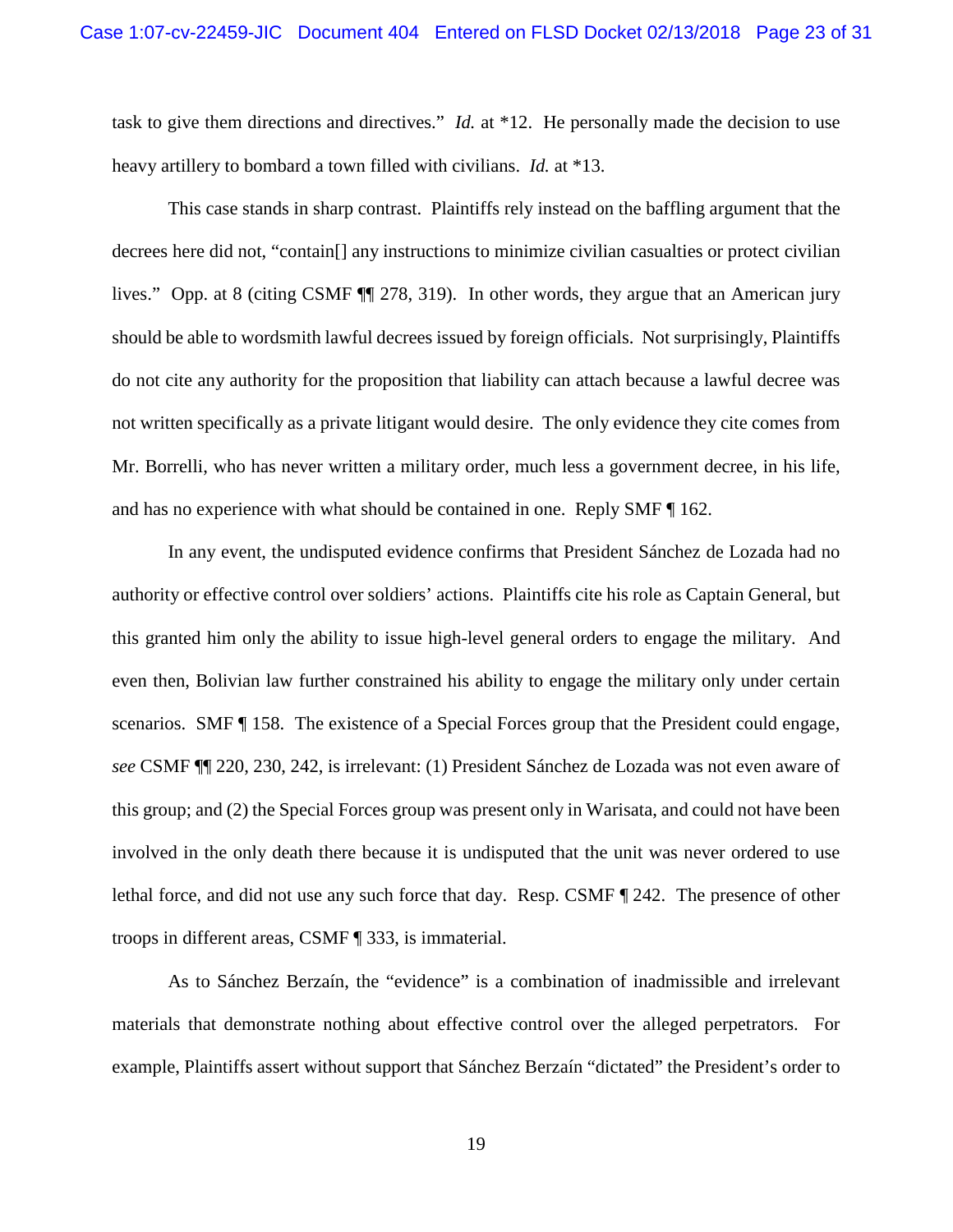task to give them directions and directives." *Id.* at *12. He personally made the decision to use heavy artillery to bombard a town filled with civilians. *Id.* at *13.

This case stands in sharp contrast. Plaintiffs rely instead on the baffling argument that the decrees here did not, "contain[] any instructions to minimize civilian casualties or protect civilian lives." Opp. at 8 (citing CSMF ¶¶ 278, 319). In other words, they argue that an American jury should be able to wordsmith lawful decrees issued by foreign officials. Not surprisingly, Plaintiffs do not cite any authority for the proposition that liability can attach because a lawful decree was not written specifically as a private litigant would desire. The only evidence they cite comes from Mr. Borrelli, who has never written a military order, much less a government decree, in his life, and has no experience with what should be contained in one. Reply SMF ¶ 162.

In any event, the undisputed evidence confirms that President Sánchez de Lozada had no authority or effective control over soldiers' actions. Plaintiffs cite his role as Captain General, but this granted him only the ability to issue high-level general orders to engage the military. And even then, Bolivian law further constrained his ability to engage the military only under certain scenarios. SMF ¶ 158. The existence of a Special Forces group that the President could engage, *see* CSMF ¶¶ 220, 230, 242, is irrelevant: (1) President Sánchez de Lozada was not even aware of this group; and (2) the Special Forces group was present only in Warisata, and could not have been involved in the only death there because it is undisputed that the unit was never ordered to use lethal force, and did not use any such force that day. Resp. CSMF ¶ 242. The presence of other troops in different areas, CSMF ¶ 333, is immaterial.

As to Sánchez Berzaín, the "evidence" is a combination of inadmissible and irrelevant materials that demonstrate nothing about effective control over the alleged perpetrators. For example, Plaintiffs assert without support that Sánchez Berzaín "dictated" the President's order to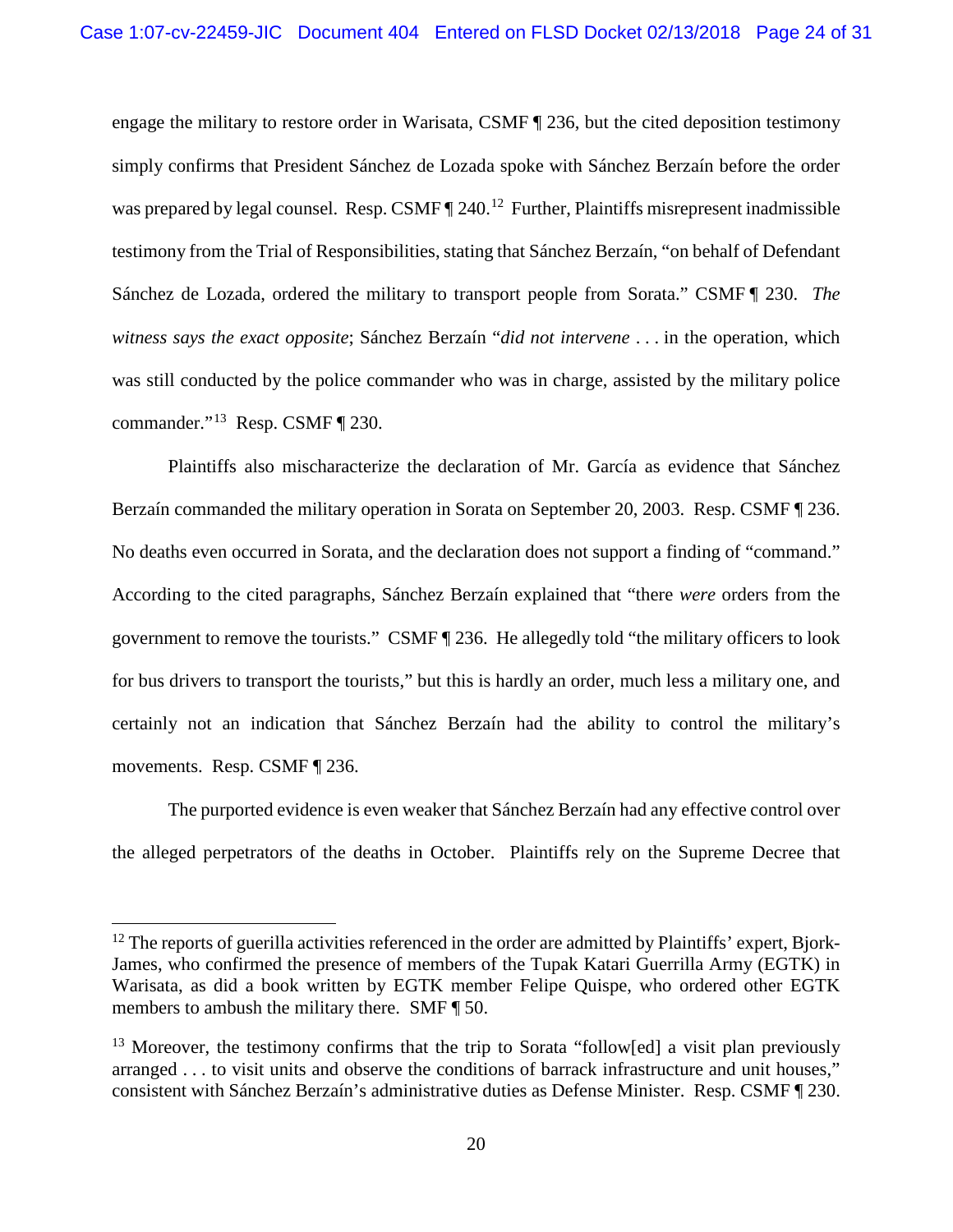engage the military to restore order in Warisata, CSMF ¶ 236, but the cited deposition testimony simply confirms that President Sánchez de Lozada spoke with Sánchez Berzaín before the order was prepared by legal counsel. Resp. CSMF ¶ 240.[12] Further, Plaintiffs misrepresent inadmissible testimony from the Trial of Responsibilities, stating that Sánchez Berzaín, "on behalf of Defendant Sánchez de Lozada, ordered the military to transport people from Sorata." CSMF ¶ 230. *The witness says the exact opposite*; Sánchez Berzaín "*did not intervene* . . . in the operation, which was still conducted by the police commander who was in charge, assisted by the military police commander."[13] Resp. CSMF ¶ 230.

Plaintiffs also mischaracterize the declaration of Mr. García as evidence that Sánchez Berzaín commanded the military operation in Sorata on September 20, 2003. Resp. CSMF ¶ 236. No deaths even occurred in Sorata, and the declaration does not support a finding of "command." According to the cited paragraphs, Sánchez Berzaín explained that "there *were* orders from the government to remove the tourists." CSMF ¶ 236. He allegedly told "the military officers to look for bus drivers to transport the tourists," but this is hardly an order, much less a military one, and certainly not an indication that Sánchez Berzaín had the ability to control the military's movements. Resp. CSMF ¶ 236.

The purported evidence is even weaker that Sánchez Berzaín had any effective control over the alleged perpetrators of the deaths in October. Plaintiffs rely on the Supreme Decree that

---

[12] The reports of guerilla activities referenced in the order are admitted by Plaintiffs' expert, Bjork-James, who confirmed the presence of members of the Tupak Katari Guerrilla Army (EGTK) in Warisata, as did a book written by EGTK member Felipe Quispe, who ordered other EGTK members to ambush the military there. SMF ¶ 50.

[13] Moreover, the testimony confirms that the trip to Sorata "follow[ed] a visit plan previously arranged . . . to visit units and observe the conditions of barrack infrastructure and unit houses," consistent with Sánchez Berzaín's administrative duties as Defense Minister. Resp. CSMF ¶ 230.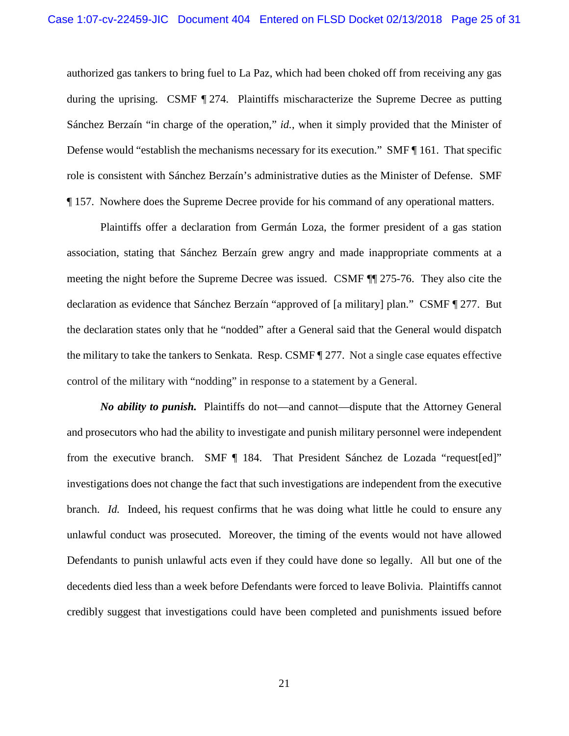authorized gas tankers to bring fuel to La Paz, which had been choked off from receiving any gas during the uprising. CSMF ¶ 274. Plaintiffs mischaracterize the Supreme Decree as putting Sánchez Berzaín "in charge of the operation," *id.*, when it simply provided that the Minister of Defense would "establish the mechanisms necessary for its execution." SMF ¶ 161. That specific role is consistent with Sánchez Berzaín's administrative duties as the Minister of Defense. SMF ¶ 157. Nowhere does the Supreme Decree provide for his command of any operational matters.

Plaintiffs offer a declaration from Germán Loza, the former president of a gas station association, stating that Sánchez Berzaín grew angry and made inappropriate comments at a meeting the night before the Supreme Decree was issued. CSMF ¶¶ 275-76. They also cite the declaration as evidence that Sánchez Berzaín "approved of [a military] plan." CSMF ¶ 277. But the declaration states only that he "nodded" after a General said that the General would dispatch the military to take the tankers to Senkata. Resp. CSMF ¶ 277. Not a single case equates effective control of the military with "nodding" in response to a statement by a General.

***No ability to punish.*** Plaintiffs do not—and cannot—dispute that the Attorney General and prosecutors who had the ability to investigate and punish military personnel were independent from the executive branch. SMF ¶ 184. That President Sánchez de Lozada "request[ed]" investigations does not change the fact that such investigations are independent from the executive branch. *Id.* Indeed, his request confirms that he was doing what little he could to ensure any unlawful conduct was prosecuted. Moreover, the timing of the events would not have allowed Defendants to punish unlawful acts even if they could have done so legally. All but one of the decedents died less than a week before Defendants were forced to leave Bolivia. Plaintiffs cannot credibly suggest that investigations could have been completed and punishments issued before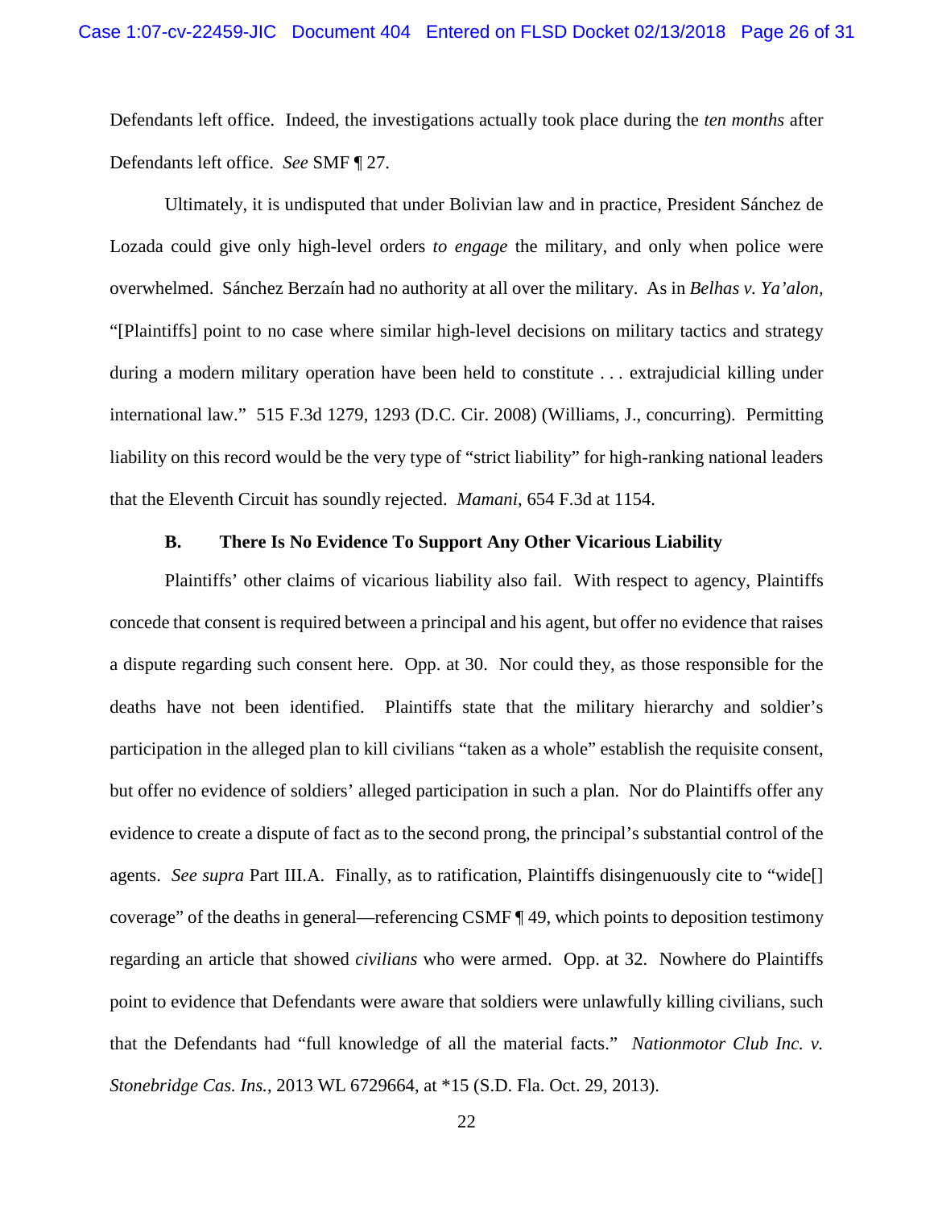Defendants left office. Indeed, the investigations actually took place during the *ten months* after Defendants left office. *See* SMF ¶ 27.

Ultimately, it is undisputed that under Bolivian law and in practice, President Sánchez de Lozada could give only high-level orders *to engage* the military, and only when police were overwhelmed. Sánchez Berzaín had no authority at all over the military. As in *Belhas v. Ya'alon*, "[Plaintiffs] point to no case where similar high-level decisions on military tactics and strategy during a modern military operation have been held to constitute . . . extrajudicial killing under international law." 515 F.3d 1279, 1293 (D.C. Cir. 2008) (Williams, J., concurring). Permitting liability on this record would be the very type of "strict liability" for high-ranking national leaders that the Eleventh Circuit has soundly rejected. *Mamani*, 654 F.3d at 1154.

### B. There Is No Evidence To Support Any Other Vicarious Liability

Plaintiffs' other claims of vicarious liability also fail. With respect to agency, Plaintiffs concede that consent is required between a principal and his agent, but offer no evidence that raises a dispute regarding such consent here. Opp. at 30. Nor could they, as those responsible for the deaths have not been identified. Plaintiffs state that the military hierarchy and soldier's participation in the alleged plan to kill civilians "taken as a whole" establish the requisite consent, but offer no evidence of soldiers' alleged participation in such a plan. Nor do Plaintiffs offer any evidence to create a dispute of fact as to the second prong, the principal's substantial control of the agents. *See supra* Part III.A. Finally, as to ratification, Plaintiffs disingenuously cite to "wide[] coverage" of the deaths in general—referencing CSMF ¶ 49, which points to deposition testimony regarding an article that showed *civilians* who were armed. Opp. at 32. Nowhere do Plaintiffs point to evidence that Defendants were aware that soldiers were unlawfully killing civilians, such that the Defendants had "full knowledge of all the material facts." *Nationmotor Club Inc. v. Stonebridge Cas. Ins.*, 2013 WL 6729664, at *15 (S.D. Fla. Oct. 29, 2013).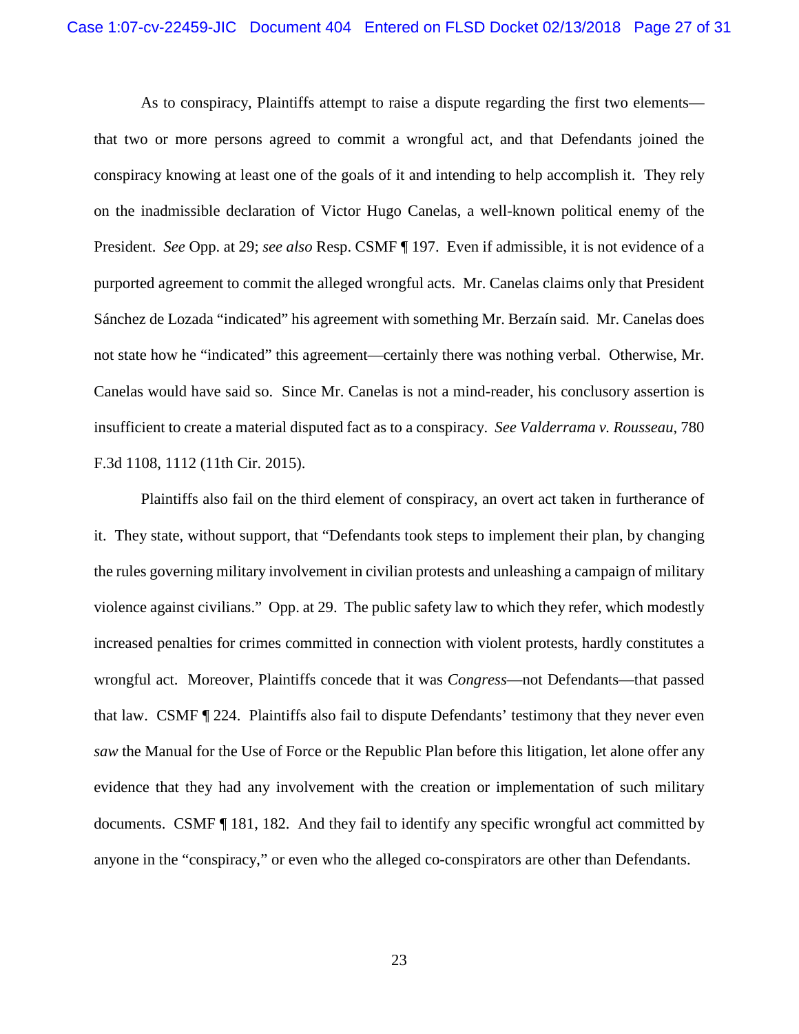As to conspiracy, Plaintiffs attempt to raise a dispute regarding the first two elements—that two or more persons agreed to commit a wrongful act, and that Defendants joined the conspiracy knowing at least one of the goals of it and intending to help accomplish it. They rely on the inadmissible declaration of Victor Hugo Canelas, a well-known political enemy of the President. *See* Opp. at 29; *see also* Resp. CSMF ¶ 197. Even if admissible, it is not evidence of a purported agreement to commit the alleged wrongful acts. Mr. Canelas claims only that President Sánchez de Lozada "indicated" his agreement with something Mr. Berzaín said. Mr. Canelas does not state how he "indicated" this agreement—certainly there was nothing verbal. Otherwise, Mr. Canelas would have said so. Since Mr. Canelas is not a mind-reader, his conclusory assertion is insufficient to create a material disputed fact as to a conspiracy. *See Valderrama v. Rousseau*, 780 F.3d 1108, 1112 (11th Cir. 2015).

Plaintiffs also fail on the third element of conspiracy, an overt act taken in furtherance of it. They state, without support, that "Defendants took steps to implement their plan, by changing the rules governing military involvement in civilian protests and unleashing a campaign of military violence against civilians." Opp. at 29. The public safety law to which they refer, which modestly increased penalties for crimes committed in connection with violent protests, hardly constitutes a wrongful act. Moreover, Plaintiffs concede that it was *Congress*—not Defendants—that passed that law. CSMF ¶ 224. Plaintiffs also fail to dispute Defendants' testimony that they never even *saw* the Manual for the Use of Force or the Republic Plan before this litigation, let alone offer any evidence that they had any involvement with the creation or implementation of such military documents. CSMF ¶ 181, 182. And they fail to identify any specific wrongful act committed by anyone in the "conspiracy," or even who the alleged co-conspirators are other than Defendants.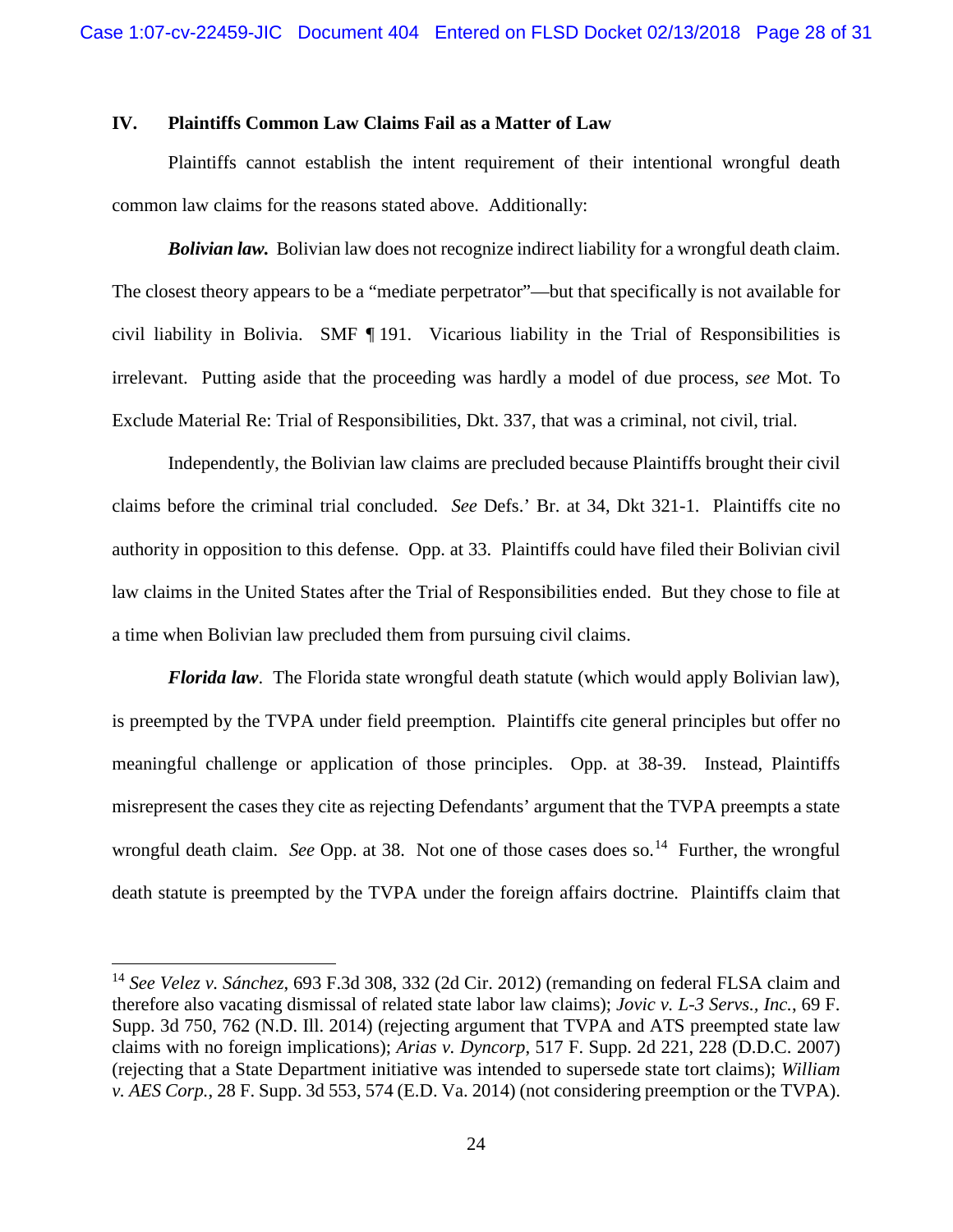## IV. Plaintiffs Common Law Claims Fail as a Matter of Law

Plaintiffs cannot establish the intent requirement of their intentional wrongful death common law claims for the reasons stated above. Additionally:

***Bolivian law.*** Bolivian law does not recognize indirect liability for a wrongful death claim. The closest theory appears to be a "mediate perpetrator"—but that specifically is not available for civil liability in Bolivia. SMF ¶ 191. Vicarious liability in the Trial of Responsibilities is irrelevant. Putting aside that the proceeding was hardly a model of due process, *see* Mot. To Exclude Material Re: Trial of Responsibilities, Dkt. 337, that was a criminal, not civil, trial.

Independently, the Bolivian law claims are precluded because Plaintiffs brought their civil claims before the criminal trial concluded. *See* Defs.' Br. at 34, Dkt 321-1. Plaintiffs cite no authority in opposition to this defense. Opp. at 33. Plaintiffs could have filed their Bolivian civil law claims in the United States after the Trial of Responsibilities ended. But they chose to file at a time when Bolivian law precluded them from pursuing civil claims.

***Florida law***. The Florida state wrongful death statute (which would apply Bolivian law), is preempted by the TVPA under field preemption. Plaintiffs cite general principles but offer no meaningful challenge or application of those principles. Opp. at 38-39. Instead, Plaintiffs misrepresent the cases they cite as rejecting Defendants' argument that the TVPA preempts a state wrongful death claim. *See* Opp. at 38. Not one of those cases does so.[14] Further, the wrongful death statute is preempted by the TVPA under the foreign affairs doctrine. Plaintiffs claim that

[14] *See Velez v. Sánchez*, 693 F.3d 308, 332 (2d Cir. 2012) (remanding on federal FLSA claim and therefore also vacating dismissal of related state labor law claims); *Jovic v. L-3 Servs., Inc.*, 69 F. Supp. 3d 750, 762 (N.D. Ill. 2014) (rejecting argument that TVPA and ATS preempted state law claims with no foreign implications); *Arias v. Dyncorp*, 517 F. Supp. 2d 221, 228 (D.D.C. 2007) (rejecting that a State Department initiative was intended to supersede state tort claims); *William v. AES Corp.*, 28 F. Supp. 3d 553, 574 (E.D. Va. 2014) (not considering preemption or the TVPA).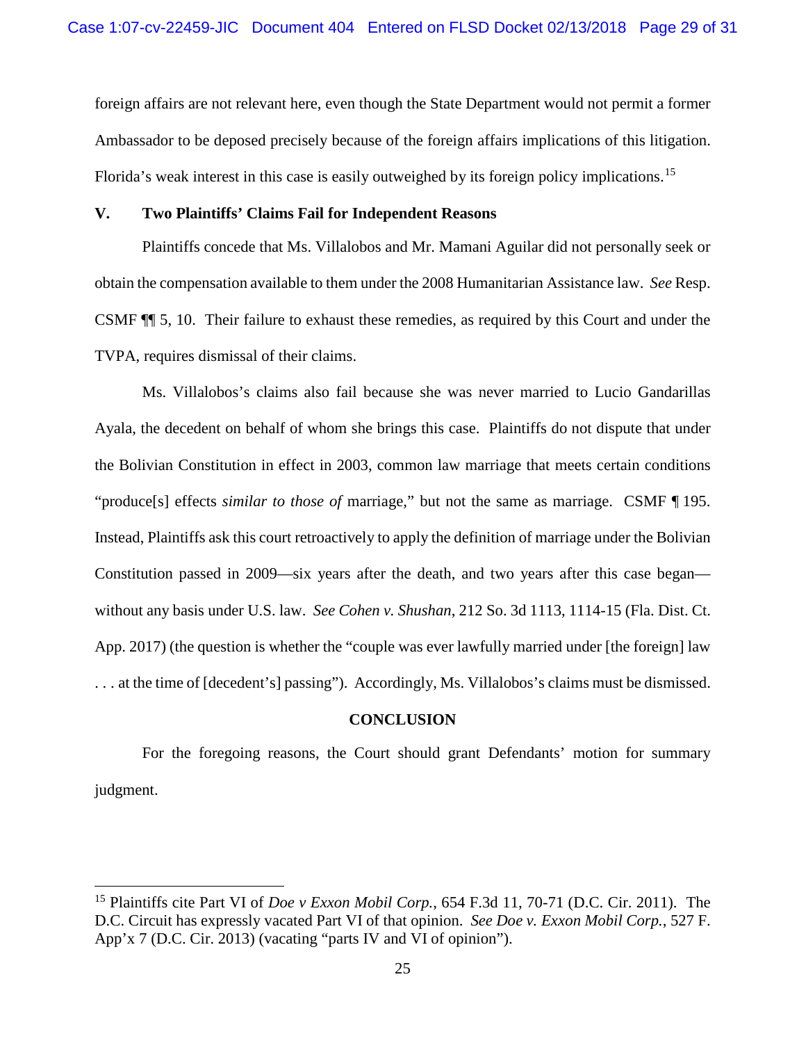foreign affairs are not relevant here, even though the State Department would not permit a former Ambassador to be deposed precisely because of the foreign affairs implications of this litigation. Florida's weak interest in this case is easily outweighed by its foreign policy implications.[15]

## V. Two Plaintiffs' Claims Fail for Independent Reasons

Plaintiffs concede that Ms. Villalobos and Mr. Mamani Aguilar did not personally seek or obtain the compensation available to them under the 2008 Humanitarian Assistance law. *See* Resp. CSMF ¶¶ 5, 10. Their failure to exhaust these remedies, as required by this Court and under the TVPA, requires dismissal of their claims.

Ms. Villalobos's claims also fail because she was never married to Lucio Gandarillas Ayala, the decedent on behalf of whom she brings this case. Plaintiffs do not dispute that under the Bolivian Constitution in effect in 2003, common law marriage that meets certain conditions "produce[s] effects *similar to those of* marriage," but not the same as marriage. CSMF ¶ 195. Instead, Plaintiffs ask this court retroactively to apply the definition of marriage under the Bolivian Constitution passed in 2009—six years after the death, and two years after this case began—without any basis under U.S. law. *See Cohen v. Shushan*, 212 So. 3d 1113, 1114-15 (Fla. Dist. Ct. App. 2017) (the question is whether the "couple was ever lawfully married under [the foreign] law . . . at the time of [decedent's] passing"). Accordingly, Ms. Villalobos's claims must be dismissed.

## CONCLUSION

For the foregoing reasons, the Court should grant Defendants' motion for summary judgment.

---

[15] Plaintiffs cite Part VI of *Doe v Exxon Mobil Corp.*, 654 F.3d 11, 70-71 (D.C. Cir. 2011). The D.C. Circuit has expressly vacated Part VI of that opinion. *See Doe v. Exxon Mobil Corp.*, 527 F. App'x 7 (D.C. Cir. 2013) (vacating "parts IV and VI of opinion").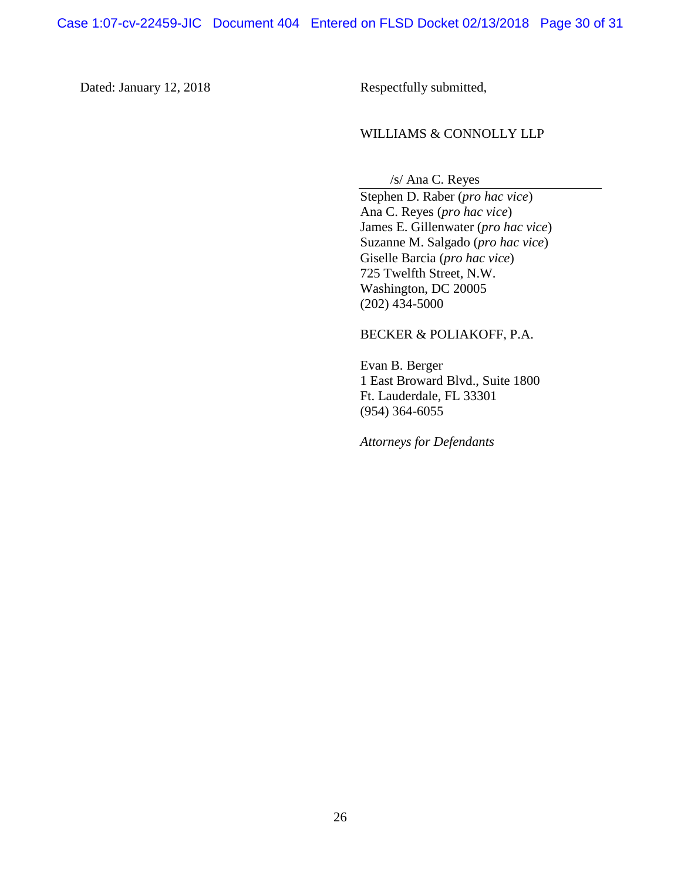Dated: January 12, 2018

Respectfully submitted,

WILLIAMS & CONNOLLY LLP

/s/ Ana C. Reyes
Stephen D. Raber (*pro hac vice*)
Ana C. Reyes (*pro hac vice*)
James E. Gillenwater (*pro hac vice*)
Suzanne M. Salgado (*pro hac vice*)
Giselle Barcia (*pro hac vice*)
725 Twelfth Street, N.W.
Washington, DC 20005
(202) 434-5000

BECKER & POLIAKOFF, P.A.

Evan B. Berger
1 East Broward Blvd., Suite 1800
Ft. Lauderdale, FL 33301
(954) 364-6055

*Attorneys for Defendants*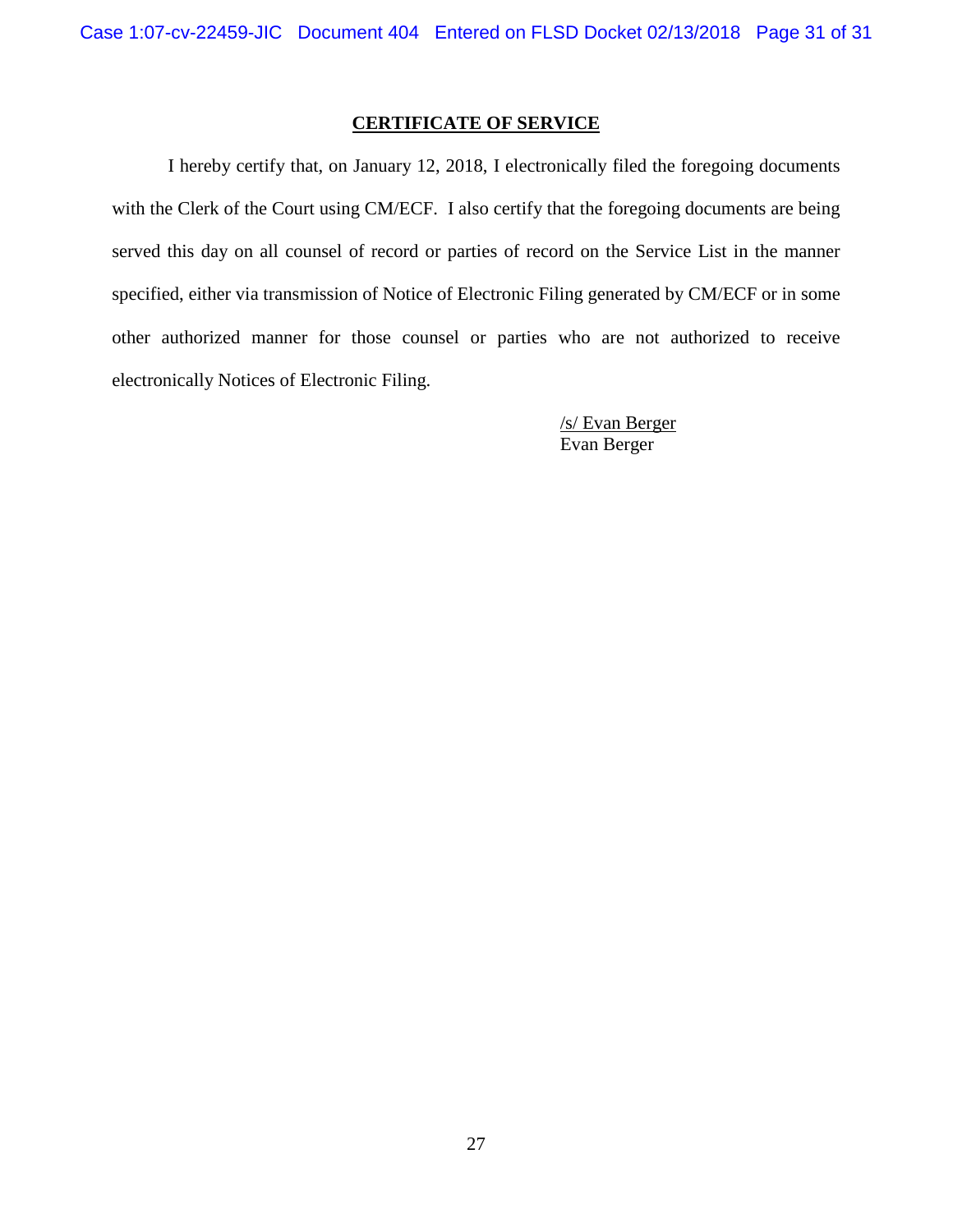## CERTIFICATE OF SERVICE

I hereby certify that, on January 12, 2018, I electronically filed the foregoing documents with the Clerk of the Court using CM/ECF. I also certify that the foregoing documents are being served this day on all counsel of record or parties of record on the Service List in the manner specified, either via transmission of Notice of Electronic Filing generated by CM/ECF or in some other authorized manner for those counsel or parties who are not authorized to receive electronically Notices of Electronic Filing.

/s/ Evan Berger
Evan Berger